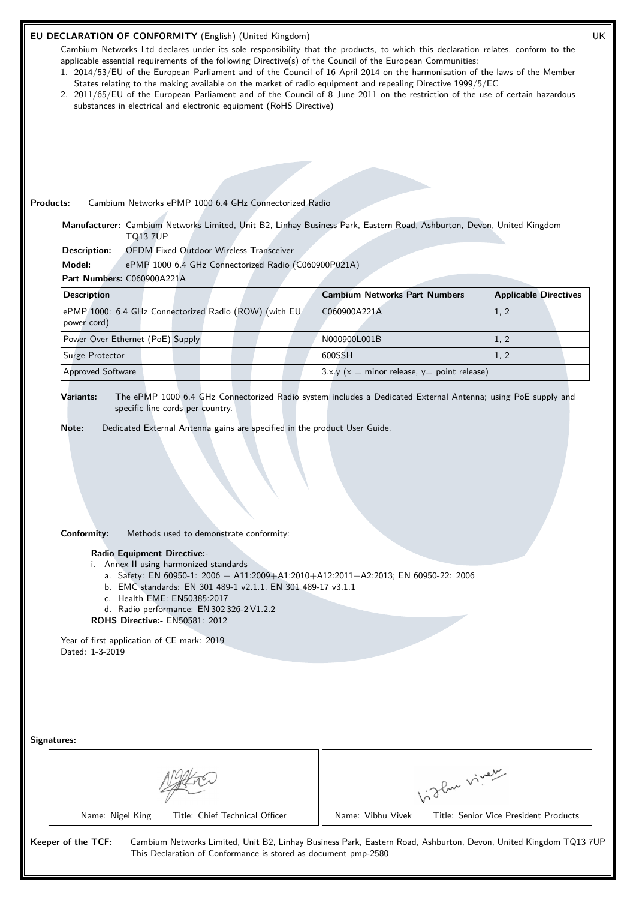## EU DECLARATION OF CONFORMITY (English) (United Kingdom)

UK

Cambium Networks Ltd declares under its sole responsibility that the products, to which this declaration relates, conform to the applicable essential requirements of the following Directive(s) of the Council of the European Communities:

1. 2014/53/EU of the European Parliament and of the Council of 16 April 2014 on the harmonisation of the laws of the Member States relating to the making available on the market of radio equipment and repealing Directive 1999/5/EC
2. 2011/65/EU of the European Parliament and of the Council of 8 June 2011 on the restriction of the use of certain hazardous substances in electrical and electronic equipment (RoHS Directive)

**Products:** Cambium Networks ePMP 1000 6.4 GHz Connectorized Radio

**Manufacturer:** Cambium Networks Limited, Unit B2, Linhay Business Park, Eastern Road, Ashburton, Devon, United Kingdom TQ13 7UP

**Description:** OFDM Fixed Outdoor Wireless Transceiver

**Model:** ePMP 1000 6.4 GHz Connectorized Radio (C060900P021A)

**Part Numbers:** C060900A221A

| Description | Cambium Networks Part Numbers | Applicable Directives |
| --- | --- | --- |
| ePMP 1000: 6.4 GHz Connectorized Radio (ROW) (with EU power cord) | C060900A221A | 1, 2 |
| Power Over Ethernet (PoE) Supply | N000900L001B | 1, 2 |
| Surge Protector | 600SSH | 1, 2 |
| Approved Software | 3.x.y (x = minor release, y= point release) | |

**Variants:** The ePMP 1000 6.4 GHz Connectorized Radio system includes a Dedicated External Antenna; using PoE supply and specific line cords per country.

**Note:** Dedicated External Antenna gains are specified in the product User Guide.

**Conformity:** Methods used to demonstrate conformity:

**Radio Equipment Directive:-**

i. Annex II using harmonized standards
   a. Safety: EN 60950-1: 2006 + A11:2009+A1:2010+A12:2011+A2:2013; EN 60950-22: 2006
   b. EMC standards: EN 301 489-1 v2.1.1, EN 301 489-17 v3.1.1
   c. Health EME: EN50385:2017
   d. Radio performance: EN 302 326-2 V1.2.2

**ROHS Directive:-** EN50581: 2012

Year of first application of CE mark: 2019
Dated: 1-3-2019

**Signatures:**

| Name: Nigel King Title: Chief Technical Officer | Name: Vibhu Vivek Title: Senior Vice President Products |
| --- | --- |

**Keeper of the TCF:** Cambium Networks Limited, Unit B2, Linhay Business Park, Eastern Road, Ashburton, Devon, United Kingdom TQ13 7UP
This Declaration of Conformance is stored as document pmp-2580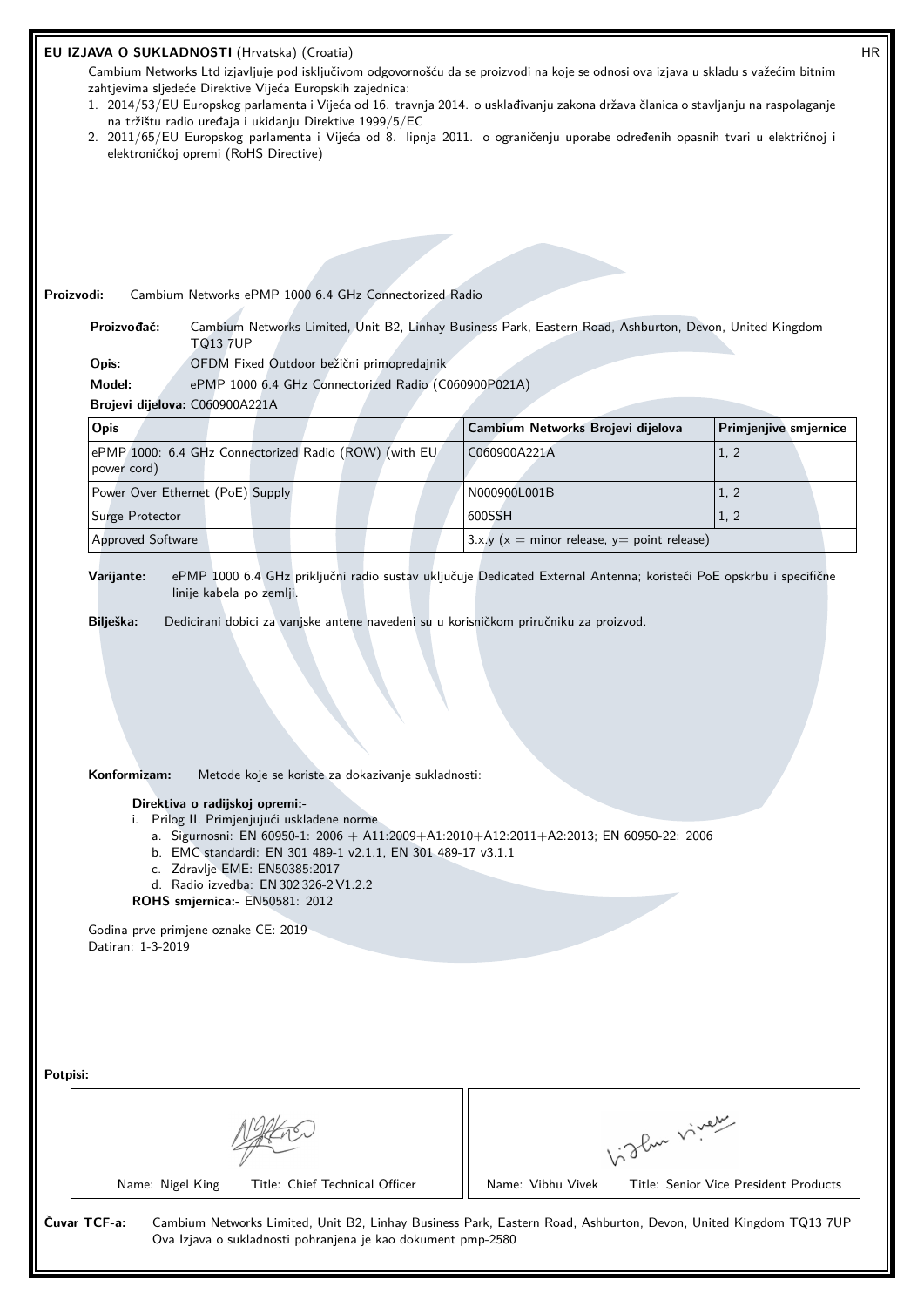**EU IZJAVA O SUKLADNOSTI** (Hrvatska) (Croatia) HR

Cambium Networks Ltd izjavljuje pod isključivom odgovornošću da se proizvodi na koje se odnosi ova izjava u skladu s važećim bitnim zahtjevima sljedeće Direktive Vijeća Europskih zajednica:

1. 2014/53/EU Europskog parlamenta i Vijeća od 16. travnja 2014. o usklađivanju zakona država članica o stavljanju na raspolaganje na tržištu radio uređaja i ukidanju Direktive 1999/5/EC
2. 2011/65/EU Europskog parlamenta i Vijeća od 8. lipnja 2011. o ograničenju uporabe određenih opasnih tvari u električnoj i elektroničkoj opremi (RoHS Directive)

**Proizvodi:** Cambium Networks ePMP 1000 6.4 GHz Connectorized Radio

**Proizvođač:** Cambium Networks Limited, Unit B2, Linhay Business Park, Eastern Road, Ashburton, Devon, United Kingdom TQ13 7UP

**Opis:** OFDM Fixed Outdoor bežični primopredajnik

**Model:** ePMP 1000 6.4 GHz Connectorized Radio (C060900P021A)

**Brojevi dijelova:** C060900A221A

| Opis | Cambium Networks Brojevi dijelova | Primjenjive smjernice |
|---|---|---|
| ePMP 1000: 6.4 GHz Connectorized Radio (ROW) (with EU power cord) | C060900A221A | 1, 2 |
| Power Over Ethernet (PoE) Supply | N000900L001B | 1, 2 |
| Surge Protector | 600SSH | 1, 2 |
| Approved Software | 3.x.y (x = minor release, y= point release) | |

**Varijante:** ePMP 1000 6.4 GHz priključni radio sustav uključuje Dedicated External Antenna; koristeći PoE opskrbu i specifične linije kabela po zemlji.

**Bilješka:** Dedicirani dobici za vanjske antene navedeni su u korisničkom priručniku za proizvod.

**Konformizam:** Metode koje se koriste za dokazivanje sukladnosti:

**Direktiva o radijskoj opremi:-**

i. Prilog II. Primjenjujući usklađene norme
   a. Sigurnosni: EN 60950-1: 2006 + A11:2009+A1:2010+A12:2011+A2:2013; EN 60950-22: 2006
   b. EMC standardi: EN 301 489-1 v2.1.1, EN 301 489-17 v3.1.1
   c. Zdravlje EME: EN50385:2017
   d. Radio izvedba: EN 302 326-2 V1.2.2

**ROHS smjernica:-** EN50581: 2012

Godina prve primjene oznake CE: 2019

Datiran: 1-3-2019

**Potpisi:**

| Name: Nigel King | Title: Chief Technical Officer | Name: Vibhu Vivek | Title: Senior Vice President Products |
|---|---|---|---|

**Čuvar TCF-a:** Cambium Networks Limited, Unit B2, Linhay Business Park, Eastern Road, Ashburton, Devon, United Kingdom TQ13 7UP
Ova Izjava o sukladnosti pohranjena je kao dokument pmp-2580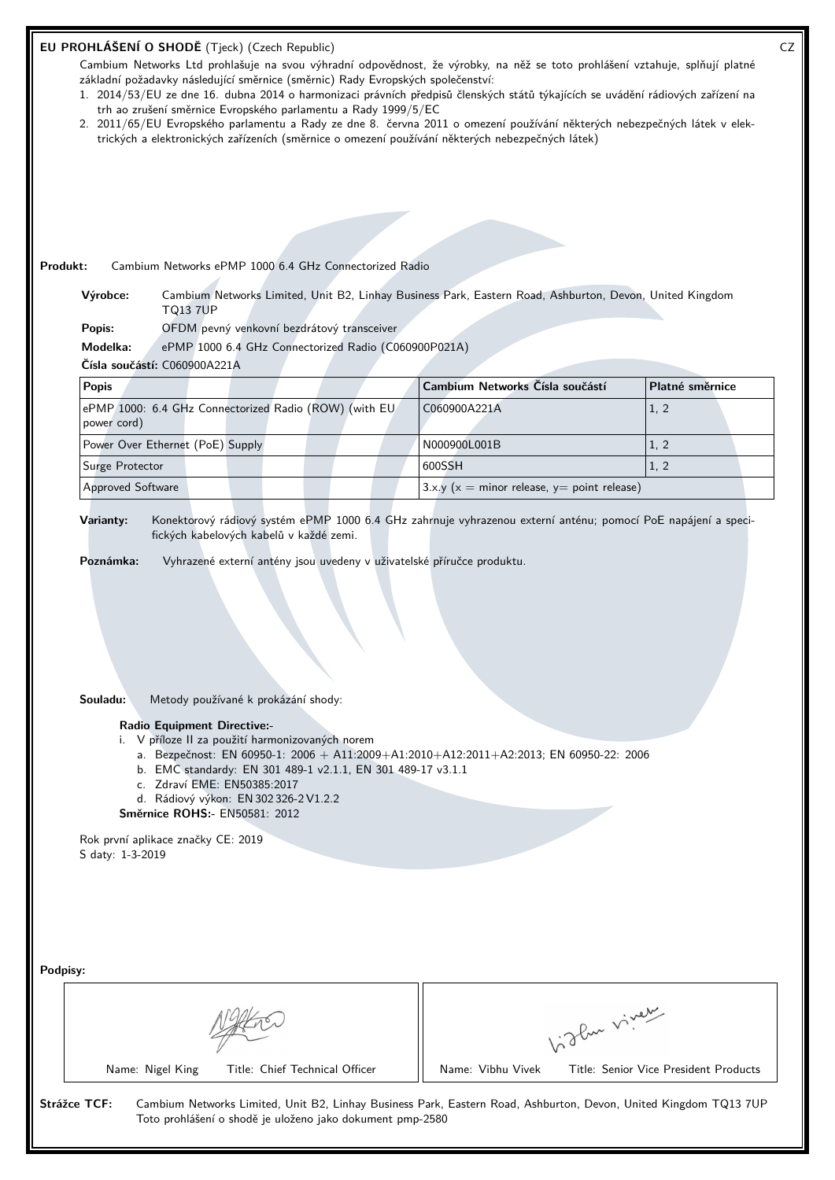**EU PROHLÁŠENÍ O SHODĚ** (Tjeck) (Czech Republic) CZ

Cambium Networks Ltd prohlašuje na svou výhradní odpovědnost, že výrobky, na něž se toto prohlášení vztahuje, splňují platné základní požadavky následující směrnice (směrnic) Rady Evropských společenství:

1. 2014/53/EU ze dne 16. dubna 2014 o harmonizaci právních předpisů členských států týkajících se uvádění rádiových zařízení na trh ao zrušení směrnice Evropského parlamentu a Rady 1999/5/EC
2. 2011/65/EU Evropského parlamentu a Rady ze dne 8. června 2011 o omezení používání některých nebezpečných látek v elektrických a elektronických zařízeních (směrnice o omezení používání některých nebezpečných látek)

**Produkt:** Cambium Networks ePMP 1000 6.4 GHz Connectorized Radio

**Výrobce:** Cambium Networks Limited, Unit B2, Linhay Business Park, Eastern Road, Ashburton, Devon, United Kingdom TQ13 7UP

**Popis:** OFDM pevný venkovní bezdrátový transceiver

**Modelka:** ePMP 1000 6.4 GHz Connectorized Radio (C060900P021A)

**Čísla součástí:** C060900A221A

| Popis | Cambium Networks Čísla součástí | Platné směrnice |
|---|---|---|
| ePMP 1000: 6.4 GHz Connectorized Radio (ROW) (with EU power cord) | C060900A221A | 1, 2 |
| Power Over Ethernet (PoE) Supply | N000900L001B | 1, 2 |
| Surge Protector | 600SSH | 1, 2 |
| Approved Software | 3.x.y (x = minor release, y= point release) | |

**Varianty:** Konektorový rádiový systém ePMP 1000 6.4 GHz zahrnuje vyhrazenou externí anténu; pomocí PoE napájení a specifických kabelových kabelů v každé zemi.

**Poznámka:** Vyhrazené externí antény jsou uvedeny v uživatelské příručce produktu.

**Souladu:** Metody používané k prokázání shody:

**Radio Equipment Directive:-**

i. V příloze II za použití harmonizovaných norem
   a. Bezpečnost: EN 60950-1: 2006 + A11:2009+A1:2010+A12:2011+A2:2013; EN 60950-22: 2006
   b. EMC standardy: EN 301 489-1 v2.1.1, EN 301 489-17 v3.1.1
   c. Zdraví EME: EN50385:2017
   d. Rádiový výkon: EN 302 326-2 V1.2.2

**Směrnice ROHS:-** EN50581: 2012

Rok první aplikace značky CE: 2019

S daty: 1-3-2019

**Podpisy:**

| Name: Nigel King Title: Chief Technical Officer | Name: Vibhu Vivek Title: Senior Vice President Products |
|---|---|

**Strážce TCF:** Cambium Networks Limited, Unit B2, Linhay Business Park, Eastern Road, Ashburton, Devon, United Kingdom TQ13 7UP

Toto prohlášení o shodě je uloženo jako dokument pmp-2580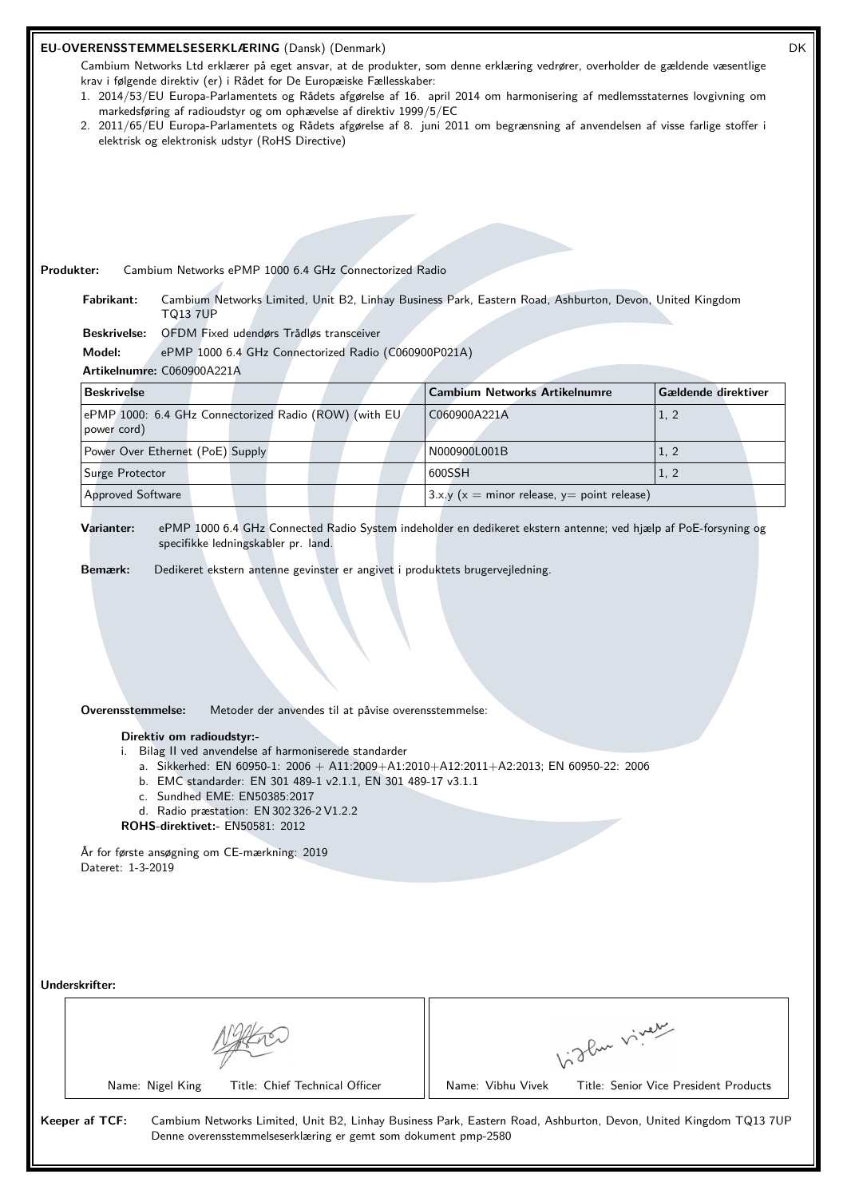## EU-OVERENSSTEMMELSESERKLÆRING (Dansk) (Denmark)

DK

Cambium Networks Ltd erklærer på eget ansvar, at de produkter, som denne erklæring vedrører, overholder de gældende væsentlige krav i følgende direktiv (er) i Rådet for De Europæiske Fællesskaber:

1. 2014/53/EU Europa-Parlamentets og Rådets afgørelse af 16. april 2014 om harmonisering af medlemsstaternes lovgivning om markedsføring af radioudstyr og om ophævelse af direktiv 1999/5/EC
2. 2011/65/EU Europa-Parlamentets og Rådets afgørelse af 8. juni 2011 om begrænsning af anvendelsen af visse farlige stoffer i elektrisk og elektronisk udstyr (RoHS Directive)

**Produkter:** Cambium Networks ePMP 1000 6.4 GHz Connectorized Radio

**Fabrikant:** Cambium Networks Limited, Unit B2, Linhay Business Park, Eastern Road, Ashburton, Devon, United Kingdom TQ13 7UP

**Beskrivelse:** OFDM Fixed udendørs Trådløs transceiver

**Model:** ePMP 1000 6.4 GHz Connectorized Radio (C060900P021A)

**Artikelnumre:** C060900A221A

| Beskrivelse | Cambium Networks Artikelnumre | Gældende direktiver |
|---|---|---|
| ePMP 1000: 6.4 GHz Connectorized Radio (ROW) (with EU power cord) | C060900A221A | 1, 2 |
| Power Over Ethernet (PoE) Supply | N000900L001B | 1, 2 |
| Surge Protector | 600SSH | 1, 2 |
| Approved Software | 3.x.y (x = minor release, y= point release) | |

**Varianter:** ePMP 1000 6.4 GHz Connected Radio System indeholder en dedikeret ekstern antenne; ved hjælp af PoE-forsyning og specifikke ledningskabler pr. land.

**Bemærk:** Dedikeret ekstern antenne gevinster er angivet i produktets brugervejledning.

**Overensstemmelse:** Metoder der anvendes til at påvise overensstemmelse:

**Direktiv om radioudstyr:-**

i. Bilag II ved anvendelse af harmoniserede standarder
   a. Sikkerhed: EN 60950-1: 2006 + A11:2009+A1:2010+A12:2011+A2:2013; EN 60950-22: 2006
   b. EMC standarder: EN 301 489-1 v2.1.1, EN 301 489-17 v3.1.1
   c. Sundhed EME: EN50385:2017
   d. Radio præstation: EN 302 326-2 V1.2.2

**ROHS-direktivet:-** EN50581: 2012

År for første ansøgning om CE-mærkning: 2019

Dateret: 1-3-2019

**Underskrifter:**

| Name: Nigel King Title: Chief Technical Officer | Name: Vibhu Vivek Title: Senior Vice President Products |
|---|---|

**Keeper af TCF:** Cambium Networks Limited, Unit B2, Linhay Business Park, Eastern Road, Ashburton, Devon, United Kingdom TQ13 7UP
Denne overensstemmelseserklæring er gemt som dokument pmp-2580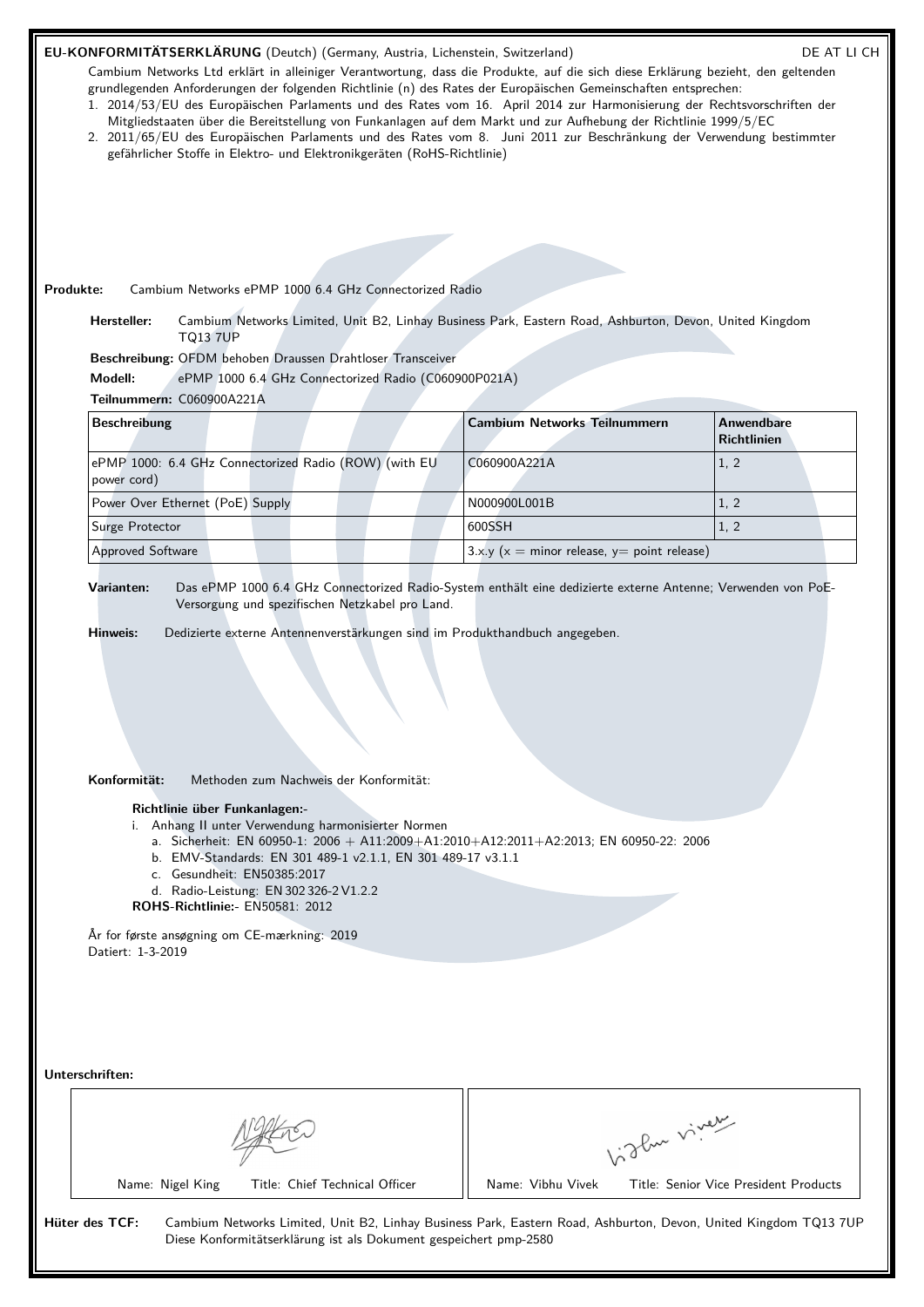**EU-KONFORMITÄTSERKLÄRUNG** (Deutch) (Germany, Austria, Lichenstein, Switzerland) DE AT LI CH

Cambium Networks Ltd erklärt in alleiniger Verantwortung, dass die Produkte, auf die sich diese Erklärung bezieht, den geltenden grundlegenden Anforderungen der folgenden Richtlinie (n) des Rates der Europäischen Gemeinschaften entsprechen:

1. 2014/53/EU des Europäischen Parlaments und des Rates vom 16. April 2014 zur Harmonisierung der Rechtsvorschriften der Mitgliedstaaten über die Bereitstellung von Funkanlagen auf dem Markt und zur Aufhebung der Richtlinie 1999/5/EC
2. 2011/65/EU des Europäischen Parlaments und des Rates vom 8. Juni 2011 zur Beschränkung der Verwendung bestimmter gefährlicher Stoffe in Elektro- und Elektronikgeräten (RoHS-Richtlinie)

**Produkte:** Cambium Networks ePMP 1000 6.4 GHz Connectorized Radio

**Hersteller:** Cambium Networks Limited, Unit B2, Linhay Business Park, Eastern Road, Ashburton, Devon, United Kingdom TQ13 7UP

**Beschreibung:** OFDM behoben Draussen Drahtloser Transceiver

**Modell:** ePMP 1000 6.4 GHz Connectorized Radio (C060900P021A)

**Teilnummern:** C060900A221A

| Beschreibung | Cambium Networks Teilnummern | Anwendbare Richtlinien |
|---|---|---|
| ePMP 1000: 6.4 GHz Connectorized Radio (ROW) (with EU power cord) | C060900A221A | 1, 2 |
| Power Over Ethernet (PoE) Supply | N000900L001B | 1, 2 |
| Surge Protector | 600SSH | 1, 2 |
| Approved Software | 3.x.y (x = minor release, y= point release) | |

**Varianten:** Das ePMP 1000 6.4 GHz Connectorized Radio-System enthält eine dedizierte externe Antenne; Verwenden von PoE-Versorgung und spezifischen Netzkabel pro Land.

**Hinweis:** Dedizierte externe Antennenverstärkungen sind im Produkthandbuch angegeben.

**Konformität:** Methoden zum Nachweis der Konformität:

**Richtlinie über Funkanlagen:-**

i. Anhang II unter Verwendung harmonisierter Normen
   a. Sicherheit: EN 60950-1: 2006 + A11:2009+A1:2010+A12:2011+A2:2013; EN 60950-22: 2006
   b. EMV-Standards: EN 301 489-1 v2.1.1, EN 301 489-17 v3.1.1
   c. Gesundheit: EN50385:2017
   d. Radio-Leistung: EN 302 326-2 V1.2.2

**ROHS-Richtlinie:-** EN50581: 2012

År for første ansøgning om CE-mærkning: 2019
Datiert: 1-3-2019

**Unterschriften:**

| Name: Nigel King Title: Chief Technical Officer | Name: Vibhu Vivek Title: Senior Vice President Products |
|---|---|

**Hüter des TCF:** Cambium Networks Limited, Unit B2, Linhay Business Park, Eastern Road, Ashburton, Devon, United Kingdom TQ13 7UP
Diese Konformitätserklärung ist als Dokument gespeichert pmp-2580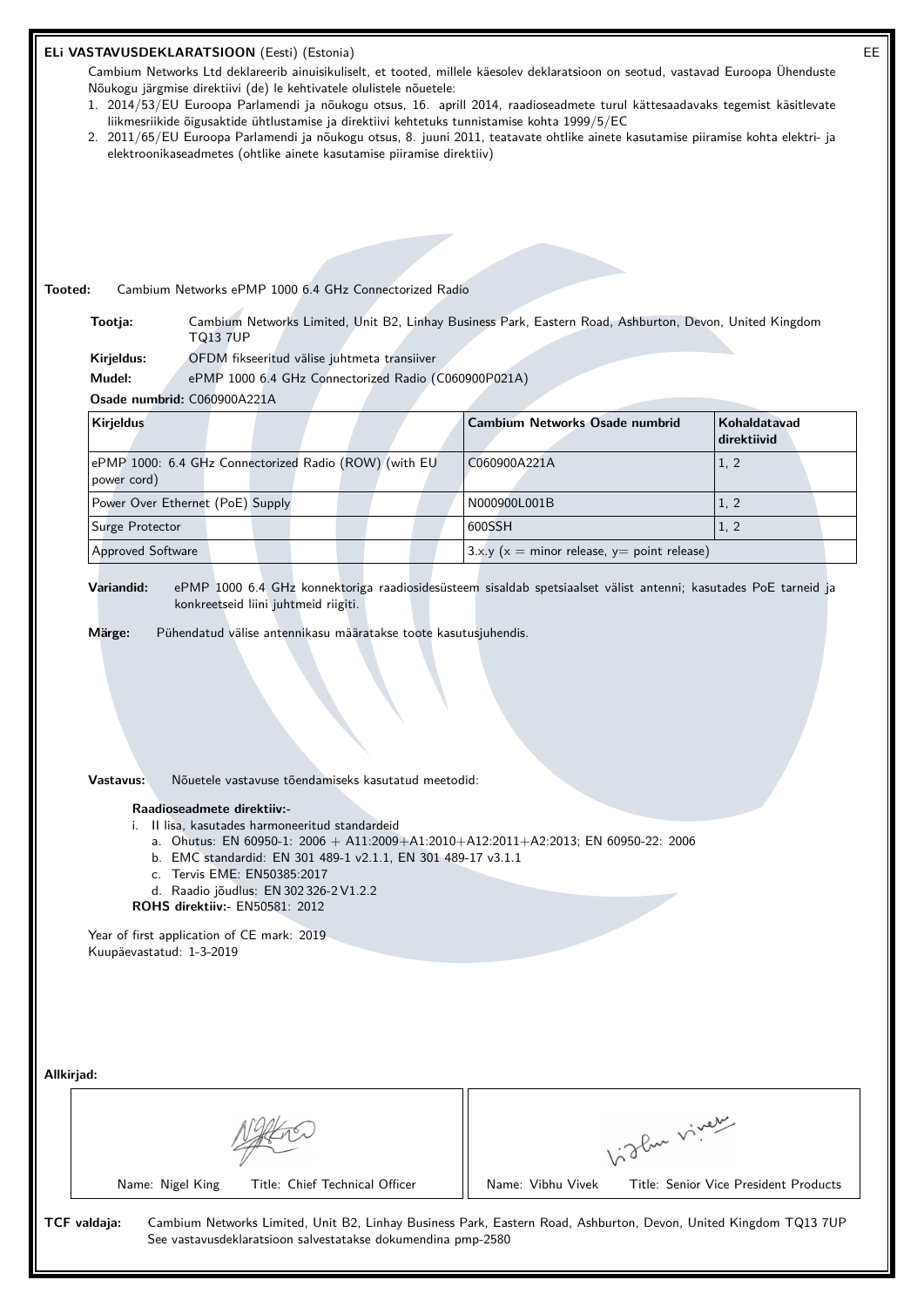## ELi VASTAVUSDEKLARATSIOON (Eesti) (Estonia)

EE

Cambium Networks Ltd deklareerib ainuisikuliselt, et tooted, millele käesolev deklaratsioon on seotud, vastavad Euroopa Ühenduste Nõukogu järgmise direktiivi (de) le kehtivatele olulistele nõuetele:

1. 2014/53/EU Euroopa Parlamendi ja nõukogu otsus, 16. aprill 2014, raadioseadmete turul kättesaadavaks tegemist käsitlevate liikmesriikide õigusaktide ühtlustamise ja direktiivi kehtetuks tunnistamise kohta 1999/5/EC
2. 2011/65/EU Euroopa Parlamendi ja nõukogu otsus, 8. juuni 2011, teatavate ohtlike ainete kasutamise piiramise kohta elektri- ja elektroonikaseadmetes (ohtlike ainete kasutamise piiramise direktiiv)

**Tooted:** Cambium Networks ePMP 1000 6.4 GHz Connectorized Radio

**Tootja:** Cambium Networks Limited, Unit B2, Linhay Business Park, Eastern Road, Ashburton, Devon, United Kingdom TQ13 7UP

**Kirjeldus:** OFDM fikseeritud välise juhtmeta transiiver

**Mudel:** ePMP 1000 6.4 GHz Connectorized Radio (C060900P021A)

**Osade numbrid:** C060900A221A

| Kirjeldus | Cambium Networks Osade numbrid | Kohaldatavad direktiivid |
|---|---|---|
| ePMP 1000: 6.4 GHz Connectorized Radio (ROW) (with EU power cord) | C060900A221A | 1, 2 |
| Power Over Ethernet (PoE) Supply | N000900L001B | 1, 2 |
| Surge Protector | 600SSH | 1, 2 |
| Approved Software | 3.x.y (x = minor release, y= point release) | |

**Variandid:** ePMP 1000 6.4 GHz konnektoriga raadiosidesüsteem sisaldab spetsiaalset välist antenni; kasutades PoE tarneid ja konkreetseid liini juhtmeid riigiti.

**Märge:** Pühendatud välise antennikasu määratakse toote kasutusjuhendis.

**Vastavus:** Nõuetele vastavuse tõendamiseks kasutatud meetodid:

**Raadioseadmete direktiiv:-**

i. II lisa, kasutades harmoneeritud standardeid
   a. Ohutus: EN 60950-1: 2006 + A11:2009+A1:2010+A12:2011+A2:2013; EN 60950-22: 2006
   b. EMC standardid: EN 301 489-1 v2.1.1, EN 301 489-17 v3.1.1
   c. Tervis EME: EN50385:2017
   d. Raadio jõudlus: EN 302 326-2 V1.2.2

**ROHS direktiiv:-** EN50581: 2012

Year of first application of CE mark: 2019

Kuupäevastatud: 1-3-2019

**Allkirjad:**

| Name: Nigel King Title: Chief Technical Officer | Name: Vibhu Vivek Title: Senior Vice President Products |
|---|---|

**TCF valdaja:** Cambium Networks Limited, Unit B2, Linhay Business Park, Eastern Road, Ashburton, Devon, United Kingdom TQ13 7UP
See vastavusdeklaratsioon salvestatakse dokumendina pmp-2580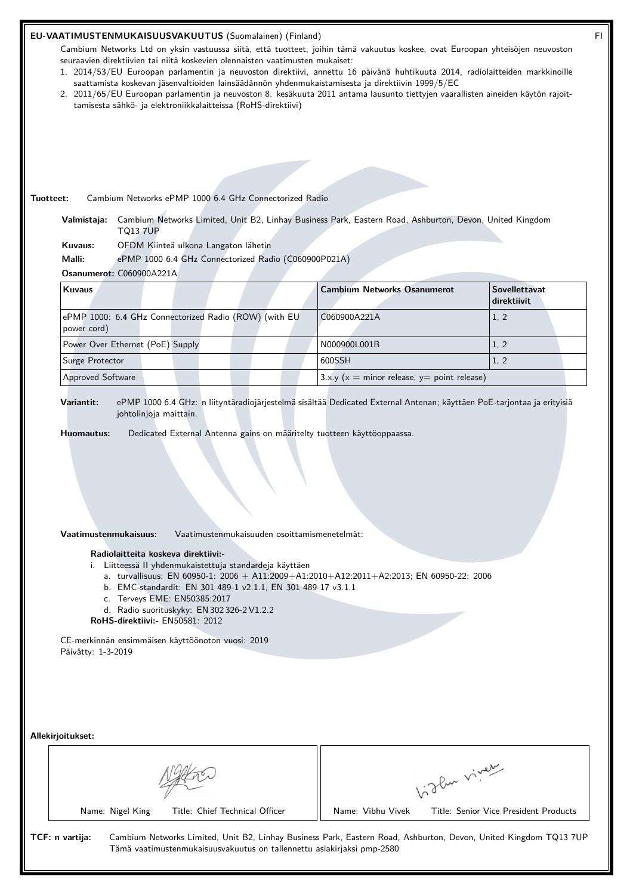## EU-VAATIMUSTENMUKAISUUSVAKUUTUS (Suomalainen) (Finland)

FI

Cambium Networks Ltd on yksin vastuussa siitä, että tuotteet, joihin tämä vakuutus koskee, ovat Euroopan yhteisöjen neuvoston seuraavien direktiivien tai niitä koskevien olennaisten vaatimusten mukaiset:

1. 2014/53/EU Euroopan parlamentin ja neuvoston direktiivi, annettu 16 päivänä huhtikuuta 2014, radiolaitteiden markkinoille saattamista koskevan jäsenvaltioiden lainsäädännön yhdenmukaistamisesta ja direktiivin 1999/5/EC
2. 2011/65/EU Euroopan parlamentin ja neuvoston 8. kesäkuuta 2011 antama lausunto tiettyjen vaarallisten aineiden käytön rajoittamisesta sähkö- ja elektroniikkalaitteissa (RoHS-direktiivi)

**Tuotteet:** Cambium Networks ePMP 1000 6.4 GHz Connectorized Radio

**Valmistaja:** Cambium Networks Limited, Unit B2, Linhay Business Park, Eastern Road, Ashburton, Devon, United Kingdom TQ13 7UP

**Kuvaus:** OFDM Kiinteä ulkona Langaton lähetin

**Malli:** ePMP 1000 6.4 GHz Connectorized Radio (C060900P021A)

**Osanumerot:** C060900A221A

| Kuvaus | Cambium Networks Osanumerot | Sovellettavat direktiivit |
|---|---|---|
| ePMP 1000: 6.4 GHz Connectorized Radio (ROW) (with EU power cord) | C060900A221A | 1, 2 |
| Power Over Ethernet (PoE) Supply | N000900L001B | 1, 2 |
| Surge Protector | 600SSH | 1, 2 |
| Approved Software | 3.x.y (x = minor release, y= point release) | |

**Variantit:** ePMP 1000 6.4 GHz: n liityntäradiojärjestelmä sisältää Dedicated External Antenan; käyttäen PoE-tarjontaa ja erityisiä johtolinjoja maittain.

**Huomautus:** Dedicated External Antenna gains on määritelty tuotteen käyttöoppaassa.

**Vaatimustenmukaisuus:** Vaatimustenmukaisuuden osoittamismenetelmät:

**Radiolaitteita koskeva direktiivi:-**

i. Liitteessä II yhdenmukaistettuja standardeja käyttäen
   a. turvallisuus: EN 60950-1: 2006 + A11:2009+A1:2010+A12:2011+A2:2013; EN 60950-22: 2006
   b. EMC-standardit: EN 301 489-1 v2.1.1, EN 301 489-17 v3.1.1
   c. Terveys EME: EN50385:2017
   d. Radio suorituskyky: EN 302 326-2 V1.2.2

**RoHS-direktiivi:-** EN50581: 2012

CE-merkinnän ensimmäisen käyttöönoton vuosi: 2019
Päivätty: 1-3-2019

**Allekirjoitukset:**

| Name: Nigel King Title: Chief Technical Officer | Name: Vibhu Vivek Title: Senior Vice President Products |
|---|---|

**TCF: n vartija:** Cambium Networks Limited, Unit B2, Linhay Business Park, Eastern Road, Ashburton, Devon, United Kingdom TQ13 7UP
Tämä vaatimustenmukaisuusvakuutus on tallennettu asiakirjaksi pmp-2580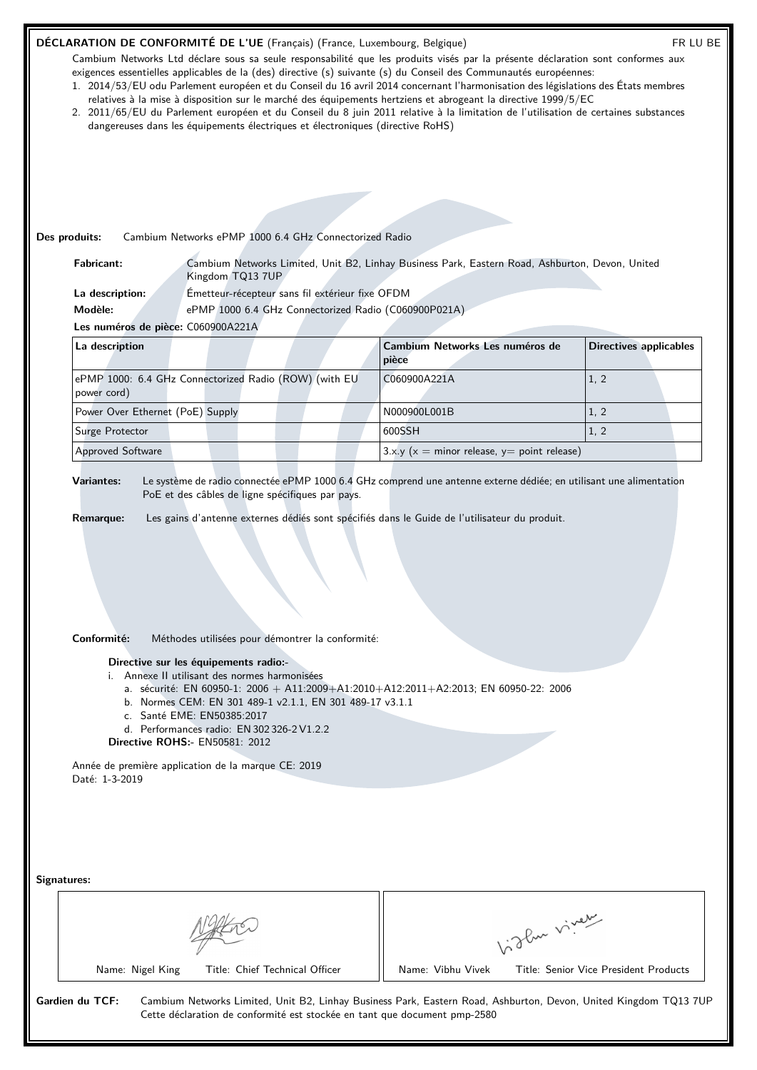**DÉCLARATION DE CONFORMITÉ DE L'UE** (Français) (France, Luxembourg, Belgique) FR LU BE

Cambium Networks Ltd déclare sous sa seule responsabilité que les produits visés par la présente déclaration sont conformes aux exigences essentielles applicables de la (des) directive (s) suivante (s) du Conseil des Communautés européennes:

1. 2014/53/EU odu Parlement européen et du Conseil du 16 avril 2014 concernant l'harmonisation des législations des États membres relatives à la mise à disposition sur le marché des équipements hertziens et abrogeant la directive 1999/5/EC
2. 2011/65/EU du Parlement européen et du Conseil du 8 juin 2011 relative à la limitation de l'utilisation de certaines substances dangereuses dans les équipements électriques et électroniques (directive RoHS)

**Des produits:** Cambium Networks ePMP 1000 6.4 GHz Connectorized Radio

**Fabricant:** Cambium Networks Limited, Unit B2, Linhay Business Park, Eastern Road, Ashburton, Devon, United Kingdom TQ13 7UP

**La description:** Émetteur-récepteur sans fil extérieur fixe OFDM

**Modèle:** ePMP 1000 6.4 GHz Connectorized Radio (C060900P021A)

**Les numéros de pièce:** C060900A221A

| La description | Cambium Networks Les numéros de pièce | Directives applicables |
|---|---|---|
| ePMP 1000: 6.4 GHz Connectorized Radio (ROW) (with EU power cord) | C060900A221A | 1, 2 |
| Power Over Ethernet (PoE) Supply | N000900L001B | 1, 2 |
| Surge Protector | 600SSH | 1, 2 |
| Approved Software | 3.x.y (x = minor release, y= point release) | |

**Variantes:** Le système de radio connectée ePMP 1000 6.4 GHz comprend une antenne externe dédiée; en utilisant une alimentation PoE et des câbles de ligne spécifiques par pays.

**Remarque:** Les gains d'antenne externes dédiés sont spécifiés dans le Guide de l'utilisateur du produit.

**Conformité:** Méthodes utilisées pour démontrer la conformité:

**Directive sur les équipements radio:-**

i. Annexe II utilisant des normes harmonisées
   a. sécurité: EN 60950-1: 2006 + A11:2009+A1:2010+A12:2011+A2:2013; EN 60950-22: 2006
   b. Normes CEM: EN 301 489-1 v2.1.1, EN 301 489-17 v3.1.1
   c. Santé EME: EN50385:2017
   d. Performances radio: EN 302 326-2 V1.2.2

**Directive ROHS:-** EN50581: 2012

Année de première application de la marque CE: 2019
Daté: 1-3-2019

**Signatures:**

| Name: Nigel King Title: Chief Technical Officer | Name: Vibhu Vivek Title: Senior Vice President Products |
|---|---|

**Gardien du TCF:** Cambium Networks Limited, Unit B2, Linhay Business Park, Eastern Road, Ashburton, Devon, United Kingdom TQ13 7UP
Cette déclaration de conformité est stockée en tant que document pmp-2580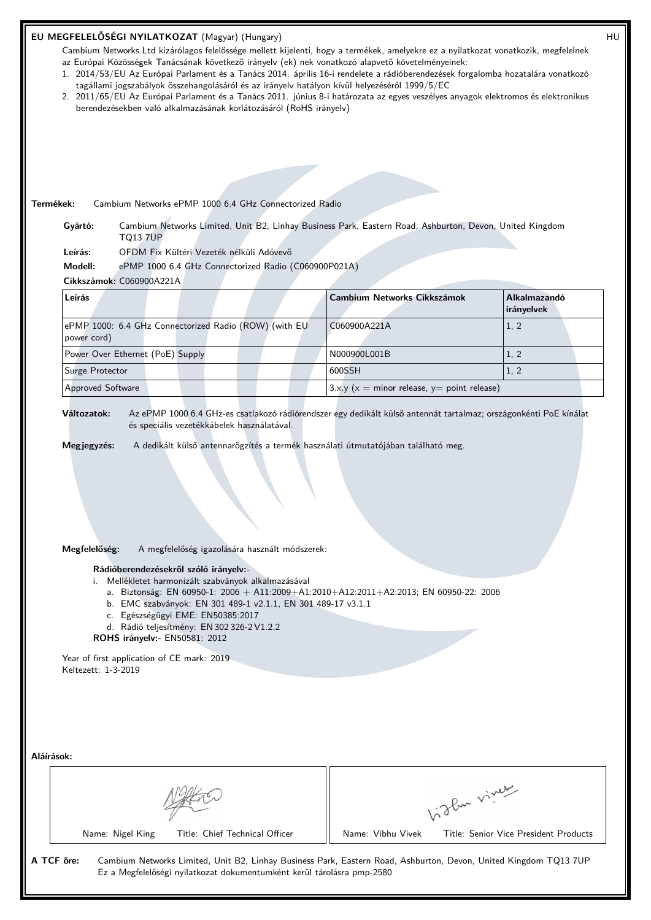## EU MEGFELELŐSÉGI NYILATKOZAT (Magyar) (Hungary)

HU

Cambium Networks Ltd kizárólagos felelőssége mellett kijelenti, hogy a termékek, amelyekre ez a nyilatkozat vonatkozik, megfelelnek az Európai Közösségek Tanácsának következő irányelv (ek) nek vonatkozó alapvető követelményeinek:

1. 2014/53/EU Az Európai Parlament és a Tanács 2014. április 16-i rendelete a rádióberendezések forgalomba hozatalára vonatkozó tagállami jogszabályok összehangolásáról és az irányelv hatályon kívül helyezéséről 1999/5/EC
2. 2011/65/EU Az Európai Parlament és a Tanács 2011. június 8-i határozata az egyes veszélyes anyagok elektromos és elektronikus berendezésekben való alkalmazásának korlátozásáról (RoHS irányelv)

**Termékek:** Cambium Networks ePMP 1000 6.4 GHz Connectorized Radio

**Gyártó:** Cambium Networks Limited, Unit B2, Linhay Business Park, Eastern Road, Ashburton, Devon, United Kingdom TQ13 7UP

**Leírás:** OFDM Fix Kültéri Vezeték nélküli Adóvevő

**Modell:** ePMP 1000 6.4 GHz Connectorized Radio (C060900P021A)

**Cikkszámok:** C060900A221A

| Leírás | Cambium Networks Cikkszámok | Alkalmazandó irányelvek |
|---|---|---|
| ePMP 1000: 6.4 GHz Connectorized Radio (ROW) (with EU power cord) | C060900A221A | 1, 2 |
| Power Over Ethernet (PoE) Supply | N000900L001B | 1, 2 |
| Surge Protector | 600SSH | 1, 2 |
| Approved Software | 3.x.y (x = minor release, y= point release) | |

**Változatok:** Az ePMP 1000 6.4 GHz-es csatlakozó rádiórendszer egy dedikált külső antennát tartalmaz; országonkénti PoE kínálat és speciális vezetékkábelek használatával.

**Megjegyzés:** A dedikált külső antennarögzítés a termék használati útmutatójában található meg.

**Megfelelőség:** A megfelelőség igazolására használt módszerek:

**Rádióberendezésekről szóló irányelv:-**

i. Mellékletet harmonizált szabványok alkalmazásával
   a. Biztonság: EN 60950-1: 2006 + A11:2009+A1:2010+A12:2011+A2:2013; EN 60950-22: 2006
   b. EMC szabványok: EN 301 489-1 v2.1.1, EN 301 489-17 v3.1.1
   c. Egészségügyi EME: EN50385:2017
   d. Rádió teljesítmény: EN 302 326-2 V1.2.2

**ROHS irányelv:-** EN50581: 2012

Year of first application of CE mark: 2019

Keltezett: 1-3-2019

**Aláírások:**

| Name: Nigel King | Title: Chief Technical Officer | Name: Vibhu Vivek | Title: Senior Vice President Products |
|---|---|---|---|

**A TCF őre:** Cambium Networks Limited, Unit B2, Linhay Business Park, Eastern Road, Ashburton, Devon, United Kingdom TQ13 7UP
Ez a Megfelelőségi nyilatkozat dokumentumként kerül tárolásra pmp-2580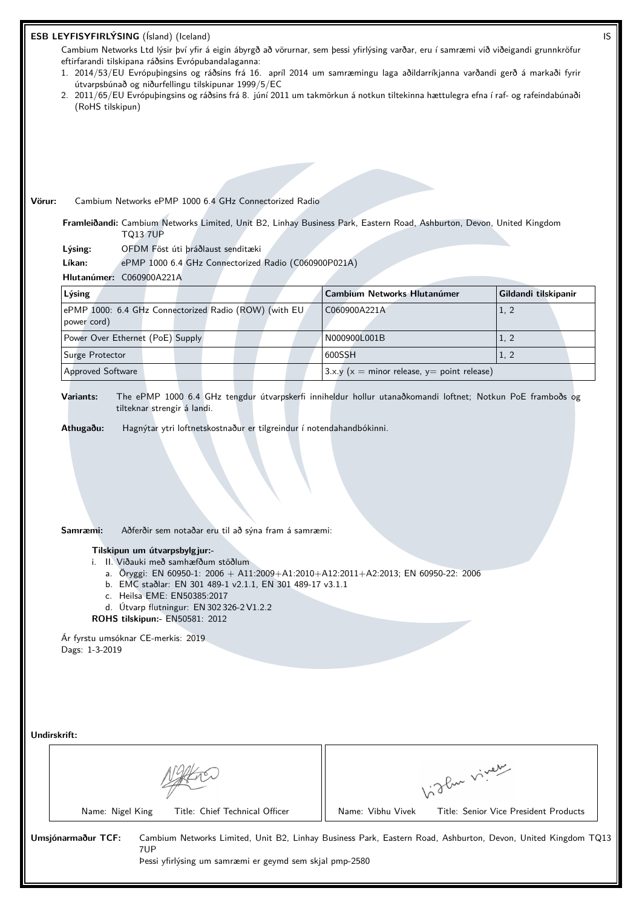## ESB LEYFISYFIRLÝSING (Ísland) (Iceland)

IS

Cambium Networks Ltd lýsir því yfir á eigin ábyrgð að vörurnar, sem þessi yfirlýsing varðar, eru í samræmi við viðeigandi grunnkröfur eftirfarandi tilskipana ráðsins Evrópubandalaganna:

1. 2014/53/EU Evrópuþingsins og ráðsins frá 16. apríl 2014 um samræmingu laga aðildarríkjanna varðandi gerð á markaði fyrir útvarpsbúnað og niðurfellingu tilskipunar 1999/5/EC
2. 2011/65/EU Evrópuþingsins og ráðsins frá 8. júní 2011 um takmörkun á notkun tiltekinna hættulegra efna í raf- og rafeindabúnaði (RoHS tilskipun)

**Vörur:** Cambium Networks ePMP 1000 6.4 GHz Connectorized Radio

**Framleiðandi:** Cambium Networks Limited, Unit B2, Linhay Business Park, Eastern Road, Ashburton, Devon, United Kingdom TQ13 7UP

**Lýsing:** OFDM Föst úti þráðlaust senditæki

**Líkan:** ePMP 1000 6.4 GHz Connectorized Radio (C060900P021A)

**Hlutanúmer:** C060900A221A

| Lýsing | Cambium Networks Hlutanúmer | Gildandi tilskipanir |
|---|---|---|
| ePMP 1000: 6.4 GHz Connectorized Radio (ROW) (with EU power cord) | C060900A221A | 1, 2 |
| Power Over Ethernet (PoE) Supply | N000900L001B | 1, 2 |
| Surge Protector | 600SSH | 1, 2 |
| Approved Software | 3.x.y (x = minor release, y= point release) | |

**Variants:** The ePMP 1000 6.4 GHz tengdur útvarpskerfi inniheldur hollur utanaðkomandi loftnet; Notkun PoE framboðs og tilteknar strengir á landi.

**Athugaðu:** Hagnýtar ytri loftnetskostnaður er tilgreindur í notendahandbókinni.

**Samræmi:** Aðferðir sem notaðar eru til að sýna fram á samræmi:

**Tilskipun um útvarpsbylgjur:-**

i. II. Viðauki með samhæfðum stöðlum
   a. Öryggi: EN 60950-1: 2006 + A11:2009+A1:2010+A12:2011+A2:2013; EN 60950-22: 2006
   b. EMC staðlar: EN 301 489-1 v2.1.1, EN 301 489-17 v3.1.1
   c. Heilsa EME: EN50385:2017
   d. Útvarp flutningur: EN 302 326-2 V1.2.2

**ROHS tilskipun:-** EN50581: 2012

Ár fyrstu umsóknar CE-merkis: 2019

Dags: 1-3-2019

**Undirskrift:**

| Name: Nigel King Title: Chief Technical Officer | Name: Vibhu Vivek Title: Senior Vice President Products |
|---|---|

**Umsjónarmaður TCF:** Cambium Networks Limited, Unit B2, Linhay Business Park, Eastern Road, Ashburton, Devon, United Kingdom TQ13 7UP

Þessi yfirlýsing um samræmi er geymd sem skjal pmp-2580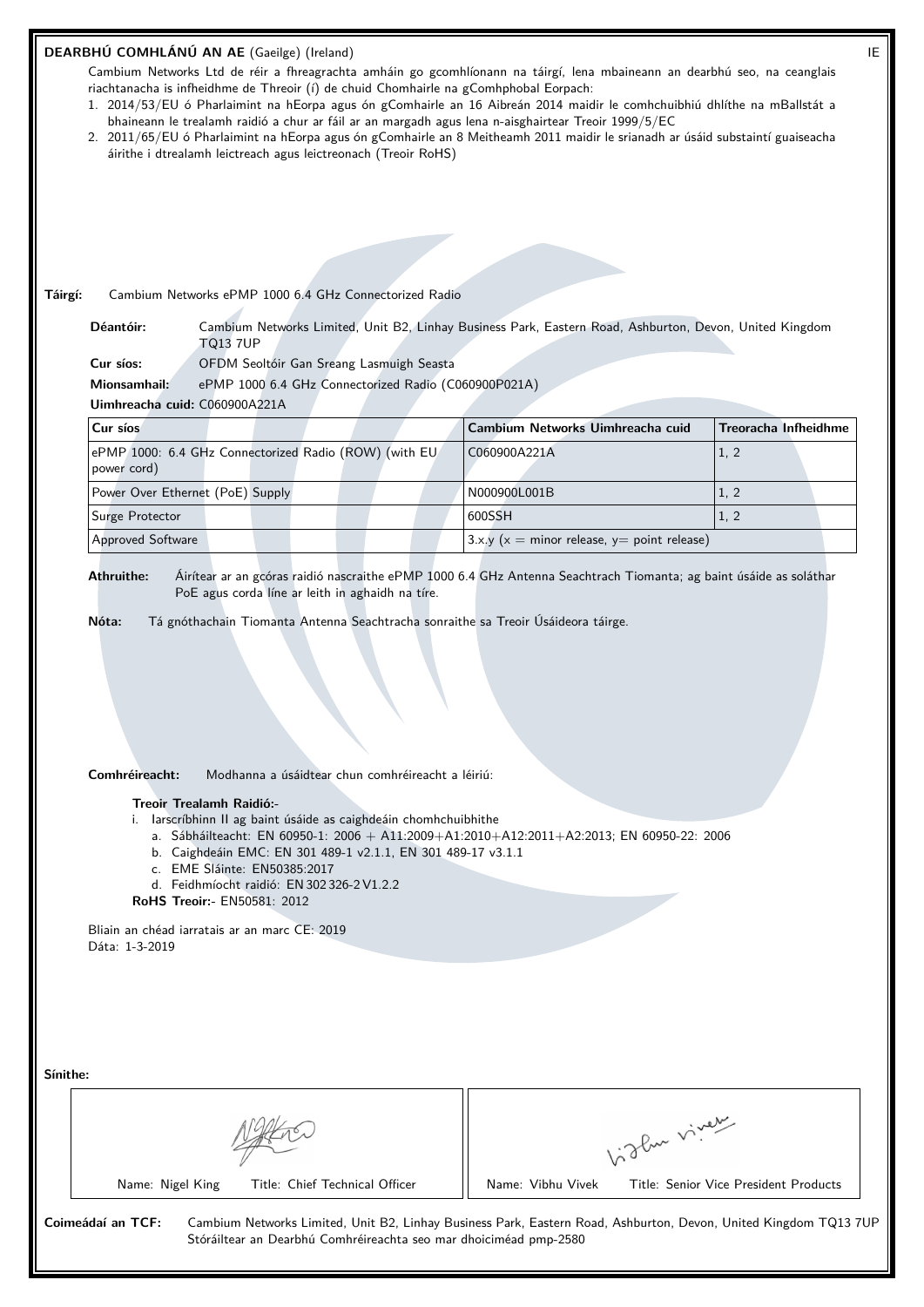## DEARBHÚ COMHLÁNÚ AN AE (Gaeilge) (Ireland)

IE

Cambium Networks Ltd de réir a fhreagrachta amháin go gcomhlíonann na táirgí, lena mbaineann an dearbhú seo, na ceanglais riachtanacha is infheidhme de Threoir (í) de chuid Chomhairle na gComhphobal Eorpach:

1. 2014/53/EU ó Pharlaimint na hEorpa agus ón gComhairle an 16 Aibreán 2014 maidir le comhchuibhiú dhlíthe na mBallstát a bhaineann le trealamh raidió a chur ar fáil ar an margadh agus lena n-aisghairtear Treoir 1999/5/EC
2. 2011/65/EU ó Pharlaimint na hEorpa agus ón gComhairle an 8 Meitheamh 2011 maidir le srianadh ar úsáid substaintí guaiseacha áirithe i dtrealamh leictreach agus leictreonach (Treoir RoHS)

**Táirgí:** Cambium Networks ePMP 1000 6.4 GHz Connectorized Radio

**Déantóir:** Cambium Networks Limited, Unit B2, Linhay Business Park, Eastern Road, Ashburton, Devon, United Kingdom TQ13 7UP

**Cur síos:** OFDM Seoltóir Gan Sreang Lasmuigh Seasta

**Mionsamhail:** ePMP 1000 6.4 GHz Connectorized Radio (C060900P021A)

**Uimhreacha cuid:** C060900A221A

| Cur síos | Cambium Networks Uimhreacha cuid | Treoracha Infheidhme |
|---|---|---|
| ePMP 1000: 6.4 GHz Connectorized Radio (ROW) (with EU power cord) | C060900A221A | 1, 2 |
| Power Over Ethernet (PoE) Supply | N000900L001B | 1, 2 |
| Surge Protector | 600SSH | 1, 2 |
| Approved Software | 3.x.y (x = minor release, y= point release) | |

**Athruithe:** Áirítear ar an gcóras raidió nascraithe ePMP 1000 6.4 GHz Antenna Seachtrach Tiomanta; ag baint úsáide as soláthar PoE agus corda líne ar leith in aghaidh na tíre.

**Nóta:** Tá gnóthachain Tiomanta Antenna Seachtracha sonraithe sa Treoir Úsáideora táirge.

**Comhréireacht:** Modhanna a úsáidtear chun comhréireacht a léiriú:

**Treoir Trealamh Raidió:-**

i. Iarscríbhinn II ag baint úsáide as caighdeáin chomhchuibhithe
   a. Sábháilteacht: EN 60950-1: 2006 + A11:2009+A1:2010+A12:2011+A2:2013; EN 60950-22: 2006
   b. Caighdeáin EMC: EN 301 489-1 v2.1.1, EN 301 489-17 v3.1.1
   c. EME Sláinte: EN50385:2017
   d. Feidhmíocht raidió: EN 302 326-2 V1.2.2

**RoHS Treoir:-** EN50581: 2012

Bliain an chéad iarratais ar an marc CE: 2019
Dáta: 1-3-2019

**Sínithe:**

| Name: Nigel King Title: Chief Technical Officer | Name: Vibhu Vivek Title: Senior Vice President Products |
|---|---|

**Coimeádaí an TCF:** Cambium Networks Limited, Unit B2, Linhay Business Park, Eastern Road, Ashburton, Devon, United Kingdom TQ13 7UP
Stóráiltear an Dearbhú Comhréireachta seo mar dhoiciméad pmp-2580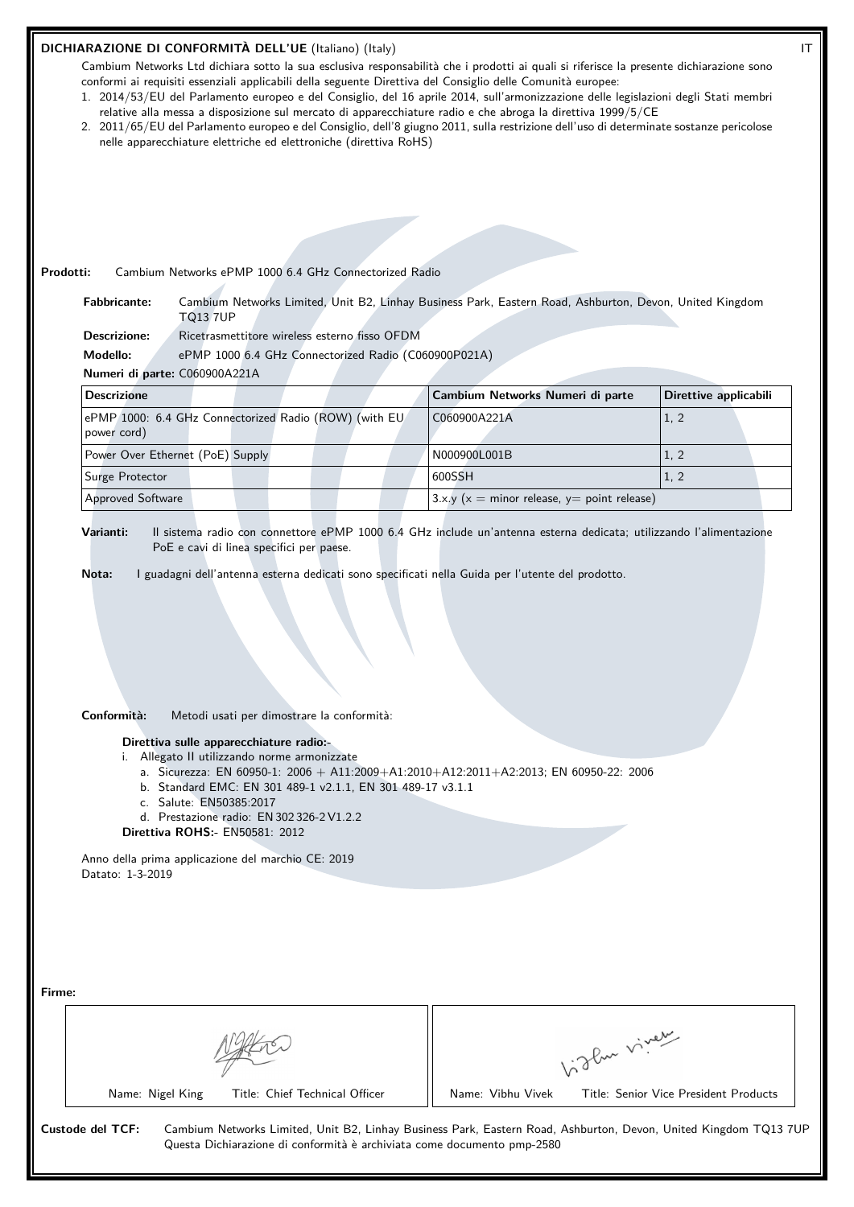## DICHIARAZIONE DI CONFORMITÀ DELL'UE (Italiano) (Italy)

IT

Cambium Networks Ltd dichiara sotto la sua esclusiva responsabilità che i prodotti ai quali si riferisce la presente dichiarazione sono conformi ai requisiti essenziali applicabili della seguente Direttiva del Consiglio delle Comunità europee:

1. 2014/53/EU del Parlamento europeo e del Consiglio, del 16 aprile 2014, sull'armonizzazione delle legislazioni degli Stati membri relative alla messa a disposizione sul mercato di apparecchiature radio e che abroga la direttiva 1999/5/CE
2. 2011/65/EU del Parlamento europeo e del Consiglio, dell'8 giugno 2011, sulla restrizione dell'uso di determinate sostanze pericolose nelle apparecchiature elettriche ed elettroniche (direttiva RoHS)

**Prodotti:** Cambium Networks ePMP 1000 6.4 GHz Connectorized Radio

**Fabbricante:** Cambium Networks Limited, Unit B2, Linhay Business Park, Eastern Road, Ashburton, Devon, United Kingdom TQ13 7UP

**Descrizione:** Ricetrasmettitore wireless esterno fisso OFDM

**Modello:** ePMP 1000 6.4 GHz Connectorized Radio (C060900P021A)

**Numeri di parte:** C060900A221A

| Descrizione | Cambium Networks Numeri di parte | Direttive applicabili |
|---|---|---|
| ePMP 1000: 6.4 GHz Connectorized Radio (ROW) (with EU power cord) | C060900A221A | 1, 2 |
| Power Over Ethernet (PoE) Supply | N000900L001B | 1, 2 |
| Surge Protector | 600SSH | 1, 2 |
| Approved Software | 3.x.y (x = minor release, y= point release) | |

**Varianti:** Il sistema radio con connettore ePMP 1000 6.4 GHz include un'antenna esterna dedicata; utilizzando l'alimentazione PoE e cavi di linea specifici per paese.

**Nota:** I guadagni dell'antenna esterna dedicati sono specificati nella Guida per l'utente del prodotto.

**Conformità:** Metodi usati per dimostrare la conformità:

**Direttiva sulle apparecchiature radio:-**

i. Allegato II utilizzando norme armonizzate
   a. Sicurezza: EN 60950-1: 2006 + A11:2009+A1:2010+A12:2011+A2:2013; EN 60950-22: 2006
   b. Standard EMC: EN 301 489-1 v2.1.1, EN 301 489-17 v3.1.1
   c. Salute: EN50385:2017
   d. Prestazione radio: EN 302 326-2 V1.2.2

**Direttiva ROHS:-** EN50581: 2012

Anno della prima applicazione del marchio CE: 2019
Datato: 1-3-2019

**Firme:**

| Name: Nigel King &nbsp; Title: Chief Technical Officer | Name: Vibhu Vivek &nbsp; Title: Senior Vice President Products |
|---|---|

**Custode del TCF:** Cambium Networks Limited, Unit B2, Linhay Business Park, Eastern Road, Ashburton, Devon, United Kingdom TQ13 7UP
Questa Dichiarazione di conformità è archiviata come documento pmp-2580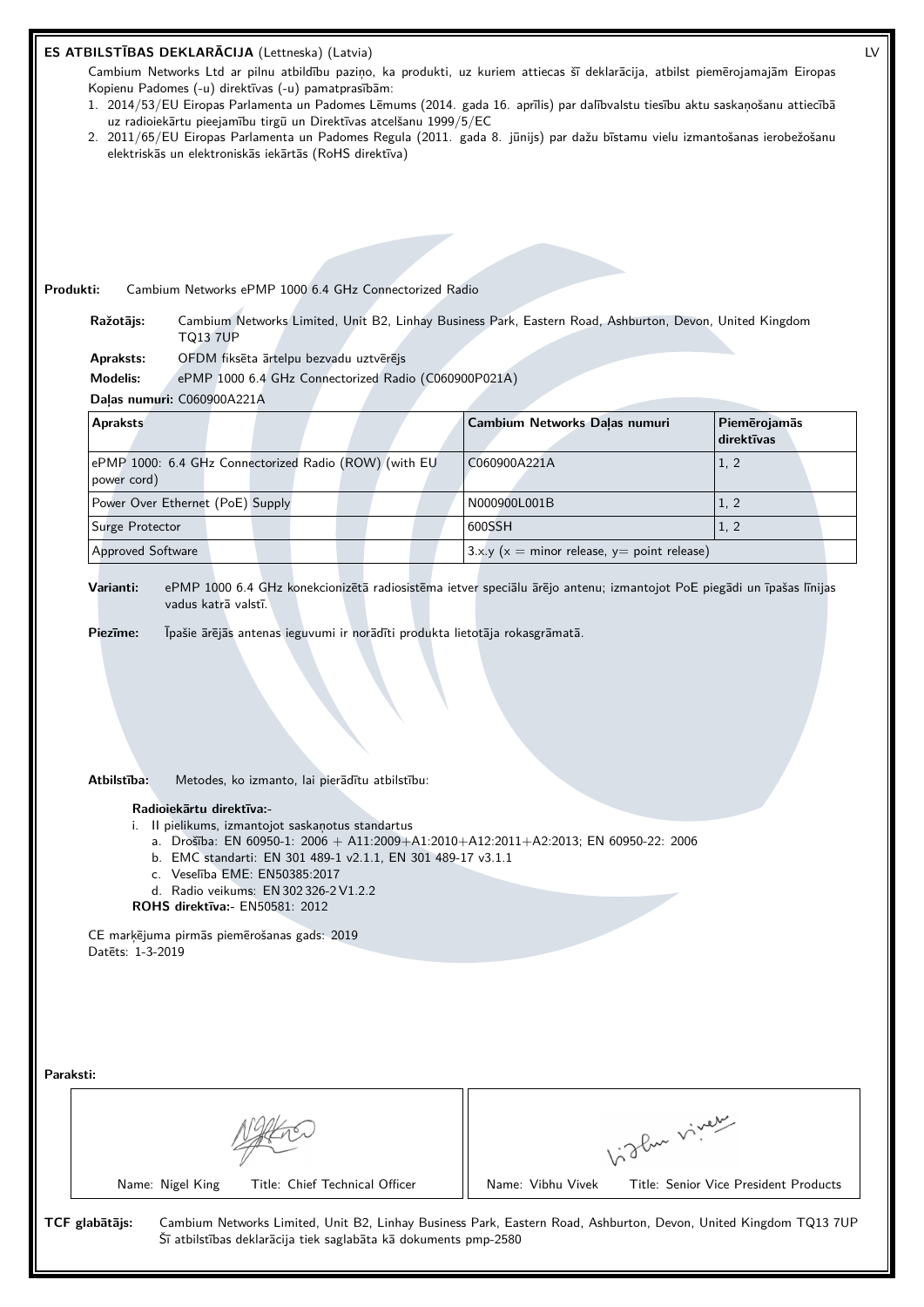## ES ATBILSTĪBAS DEKLARĀCIJA (Lettneska) (Latvia)

LV

Cambium Networks Ltd ar pilnu atbildību paziņo, ka produkti, uz kuriem attiecas šī deklarācija, atbilst piemērojamajām Eiropas Kopienu Padomes (-u) direktīvas (-u) pamatprasībām:

1. 2014/53/EU Eiropas Parlamenta un Padomes Lēmums (2014. gada 16. aprīlis) par dalībvalstu tiesību aktu saskaņošanu attiecībā uz radioiekārtu pieejamību tirgū un Direktīvas atcelšanu 1999/5/EC
2. 2011/65/EU Eiropas Parlamenta un Padomes Regula (2011. gada 8. jūnijs) par dažu bīstamu vielu izmantošanas ierobežošanu elektriskās un elektroniskās iekārtās (RoHS direktīva)

**Produkti:** Cambium Networks ePMP 1000 6.4 GHz Connectorized Radio

**Ražotājs:** Cambium Networks Limited, Unit B2, Linhay Business Park, Eastern Road, Ashburton, Devon, United Kingdom TQ13 7UP

**Apraksts:** OFDM fiksēta ārtelpu bezvadu uztvērējs

**Modelis:** ePMP 1000 6.4 GHz Connectorized Radio (C060900P021A)

**Daļas numuri:** C060900A221A

| Apraksts | Cambium Networks Daļas numuri | Piemērojamās direktīvas |
|---|---|---|
| ePMP 1000: 6.4 GHz Connectorized Radio (ROW) (with EU power cord) | C060900A221A | 1, 2 |
| Power Over Ethernet (PoE) Supply | N000900L001B | 1, 2 |
| Surge Protector | 600SSH | 1, 2 |
| Approved Software | 3.x.y (x = minor release, y= point release) | |

**Varianti:** ePMP 1000 6.4 GHz konekcionizētā radiosistēma ietver speciālu ārējo antenu; izmantojot PoE piegādi un īpašas līnijas vadus katrā valstī.

**Piezīme:** Īpašie ārējās antenas ieguvumi ir norādīti produkta lietotāja rokasgrāmatā.

**Atbilstība:** Metodes, ko izmanto, lai pierādītu atbilstību:

**Radioiekārtu direktīva:-**

i. II pielikums, izmantojot saskaņotus standartus
   a. Drošība: EN 60950-1: 2006 + A11:2009+A1:2010+A12:2011+A2:2013; EN 60950-22: 2006
   b. EMC standarti: EN 301 489-1 v2.1.1, EN 301 489-17 v3.1.1
   c. Veselība EME: EN50385:2017
   d. Radio veikums: EN 302 326-2 V1.2.2

**ROHS direktīva:-** EN50581: 2012

CE marķējuma pirmās piemērošanas gads: 2019
Datēts: 1-3-2019

**Paraksti:**

| Name: Nigel King Title: Chief Technical Officer | Name: Vibhu Vivek Title: Senior Vice President Products |
|---|---|

**TCF glabātājs:** Cambium Networks Limited, Unit B2, Linhay Business Park, Eastern Road, Ashburton, Devon, United Kingdom TQ13 7UP
Šī atbilstības deklarācija tiek saglabāta kā dokuments pmp-2580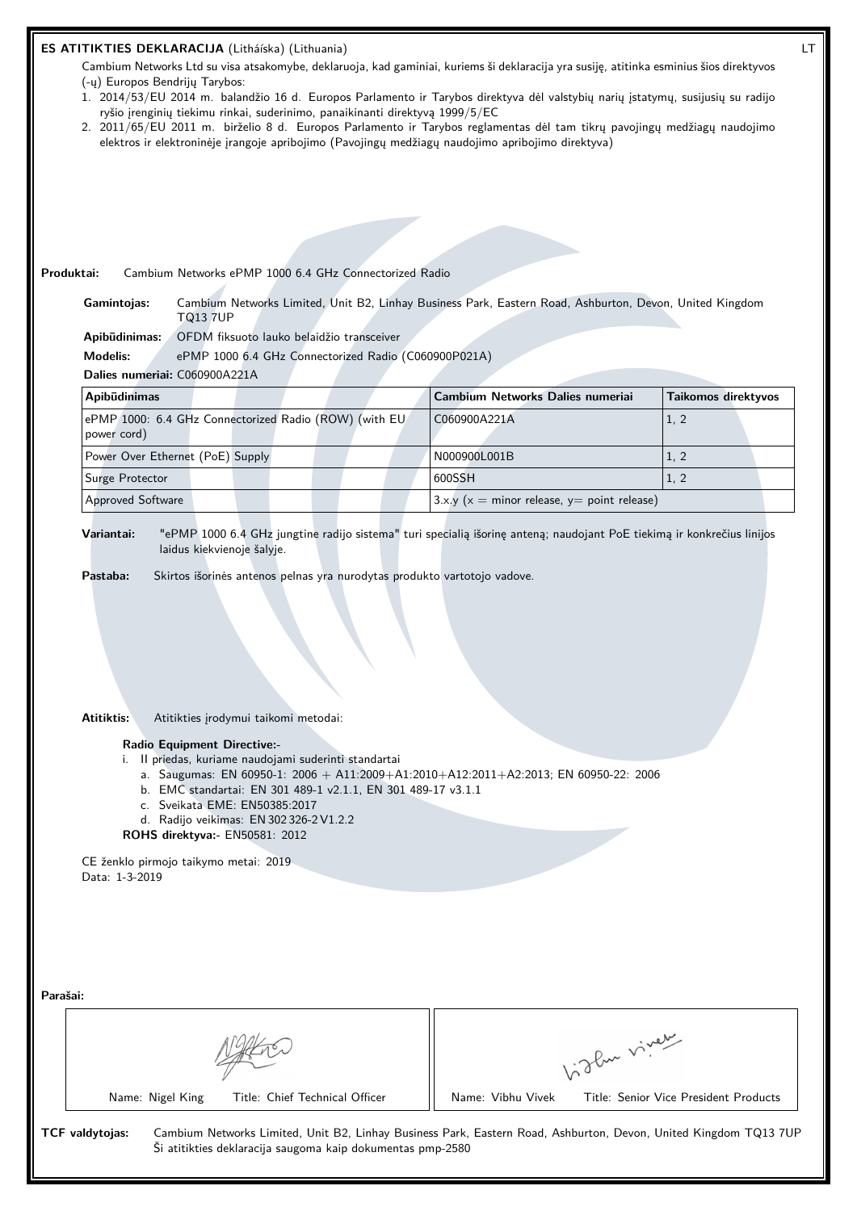**ES ATITIKTIES DEKLARACIJA** (Litháíska) (Lithuania) LT

Cambium Networks Ltd su visa atsakomybe, deklaruoja, kad gaminiai, kuriems ši deklaracija yra susiję, atitinka esminius šios direktyvos (-ų) Europos Bendrijų Tarybos:

1. 2014/53/EU 2014 m. balandžio 16 d. Europos Parlamento ir Tarybos direktyva dėl valstybių narių įstatymų, susijusių su radijo ryšio įrenginių tiekimu rinkai, suderinimo, panaikinanti direktyvą 1999/5/EC
2. 2011/65/EU 2011 m. birželio 8 d. Europos Parlamento ir Tarybos reglamentas dėl tam tikrų pavojingų medžiagų naudojimo elektros ir elektroninėje įrangoje apribojimo (Pavojingų medžiagų naudojimo apribojimo direktyva)

**Produktai:** Cambium Networks ePMP 1000 6.4 GHz Connectorized Radio

**Gamintojas:** Cambium Networks Limited, Unit B2, Linhay Business Park, Eastern Road, Ashburton, Devon, United Kingdom TQ13 7UP

**Apibūdinimas:** OFDM fiksuoto lauko belaidžio transceiver

**Modelis:** ePMP 1000 6.4 GHz Connectorized Radio (C060900P021A)

**Dalies numeriai:** C060900A221A

| Apibūdinimas | Cambium Networks Dalies numeriai | Taikomos direktyvos |
|---|---|---|
| ePMP 1000: 6.4 GHz Connectorized Radio (ROW) (with EU power cord) | C060900A221A | 1, 2 |
| Power Over Ethernet (PoE) Supply | N000900L001B | 1, 2 |
| Surge Protector | 600SSH | 1, 2 |
| Approved Software | 3.x.y (x = minor release, y= point release) | |

**Variantai:** "ePMP 1000 6.4 GHz jungtine radijo sistema" turi specialią išorinę anteną; naudojant PoE tiekimą ir konkrečius linijos laidus kiekvienoje šalyje.

**Pastaba:** Skirtos išorinės antenos pelnas yra nurodytas produkto vartotojo vadove.

**Atitiktis:** Atitikties įrodymui taikomi metodai:

**Radio Equipment Directive:-**

i. II priedas, kuriame naudojami suderinti standartai
   a. Saugumas: EN 60950-1: 2006 + A11:2009+A1:2010+A12:2011+A2:2013; EN 60950-22: 2006
   b. EMC standartai: EN 301 489-1 v2.1.1, EN 301 489-17 v3.1.1
   c. Sveikata EME: EN50385:2017
   d. Radijo veikimas: EN 302 326-2 V1.2.2

**ROHS direktyva:-** EN50581: 2012

CE ženklo pirmojo taikymo metai: 2019
Data: 1-3-2019

**Parašai:**

| Name: Nigel King Title: Chief Technical Officer | Name: Vibhu Vivek Title: Senior Vice President Products |
|---|---|

**TCF valdytojas:** Cambium Networks Limited, Unit B2, Linhay Business Park, Eastern Road, Ashburton, Devon, United Kingdom TQ13 7UP
Ši atitikties deklaracija saugoma kaip dokumentas pmp-2580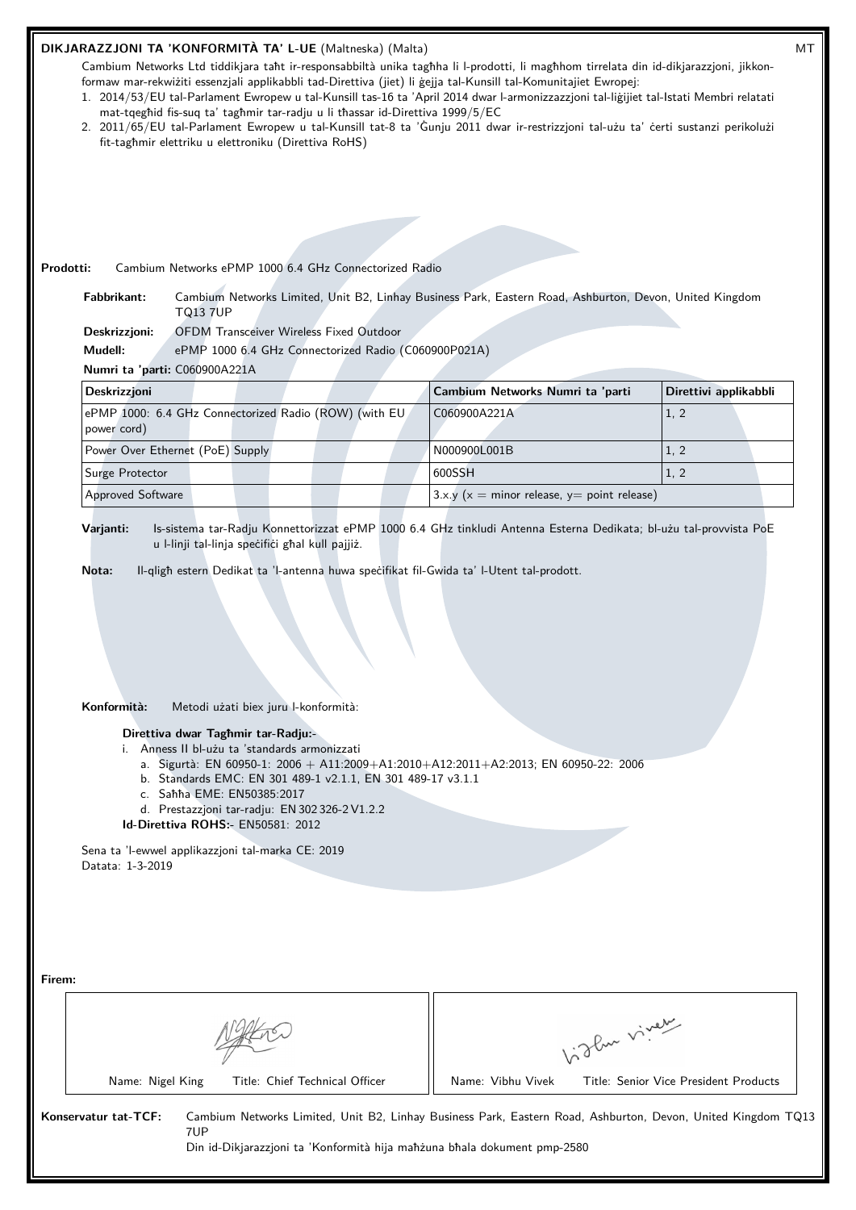**DIKJARAZZJONI TA 'KONFORMITÀ TA' L-UE** (Maltneska) (Malta) MT

Cambium Networks Ltd tiddikjara taħt ir-responsabbiltà unika tagħha li l-prodotti, li magħhom tirrelata din id-dikjarazzjoni, jikkonformaw mar-rekwiżiti essenzjali applikabbli tad-Direttiva (jiet) li ġejja tal-Kunsill tal-Komunitajiet Ewropej:

1. 2014/53/EU tal-Parlament Ewropew u tal-Kunsill tas-16 ta 'April 2014 dwar l-armonizzazzjoni tal-liġijiet tal-Istati Membri relatati mat-tqegħid fis-suq ta' tagħmir tar-radju u li tħassar id-Direttiva 1999/5/EC
2. 2011/65/EU tal-Parlament Ewropew u tal-Kunsill tat-8 ta 'Ġunju 2011 dwar ir-restrizzjoni tal-użu ta' ċerti sustanzi perikolużi fit-tagħmir elettriku u elettroniku (Direttiva RoHS)

**Prodotti:** Cambium Networks ePMP 1000 6.4 GHz Connectorized Radio

**Fabbrikant:** Cambium Networks Limited, Unit B2, Linhay Business Park, Eastern Road, Ashburton, Devon, United Kingdom TQ13 7UP

**Deskrizzjoni:** OFDM Transceiver Wireless Fixed Outdoor

**Mudell:** ePMP 1000 6.4 GHz Connectorized Radio (C060900P021A)

**Numri ta 'parti:** C060900A221A

| Deskrizzjoni | Cambium Networks Numri ta 'parti | Direttivi applikabbli |
|---|---|---|
| ePMP 1000: 6.4 GHz Connectorized Radio (ROW) (with EU power cord) | C060900A221A | 1, 2 |
| Power Over Ethernet (PoE) Supply | N000900L001B | 1, 2 |
| Surge Protector | 600SSH | 1, 2 |
| Approved Software | 3.x.y (x = minor release, y= point release) | |

**Varjanti:** Is-sistema tar-Radju Konnettorizzat ePMP 1000 6.4 GHz tinkludi Antenna Esterna Dedikata; bl-użu tal-provvista PoE u l-linji tal-linja speċifiċi għal kull pajjiż.

**Nota:** Il-qligħ estern Dedikat ta 'l-antenna huwa speċifikat fil-Gwida ta' l-Utent tal-prodott.

**Konformità:** Metodi użati biex juru l-konformità:

**Direttiva dwar Tagħmir tar-Radju:-**

i. Anness II bl-użu ta 'standards armonizzati
   a. Sigurtà: EN 60950-1: 2006 + A11:2009+A1:2010+A12:2011+A2:2013; EN 60950-22: 2006
   b. Standards EMC: EN 301 489-1 v2.1.1, EN 301 489-17 v3.1.1
   c. Saħħa EME: EN50385:2017
   d. Prestazzjoni tar-radju: EN 302 326-2 V1.2.2

**Id-Direttiva ROHS:-** EN50581: 2012

Sena ta 'l-ewwel applikazzjoni tal-marka CE: 2019
Datata: 1-3-2019

**Firem:**

| Name: Nigel King Title: Chief Technical Officer | Name: Vibhu Vivek Title: Senior Vice President Products |
|---|---|

**Konservatur tat-TCF:** Cambium Networks Limited, Unit B2, Linhay Business Park, Eastern Road, Ashburton, Devon, United Kingdom TQ13 7UP

Din id-Dikjarazzjoni ta 'Konformità hija maħżuna bħala dokument pmp-2580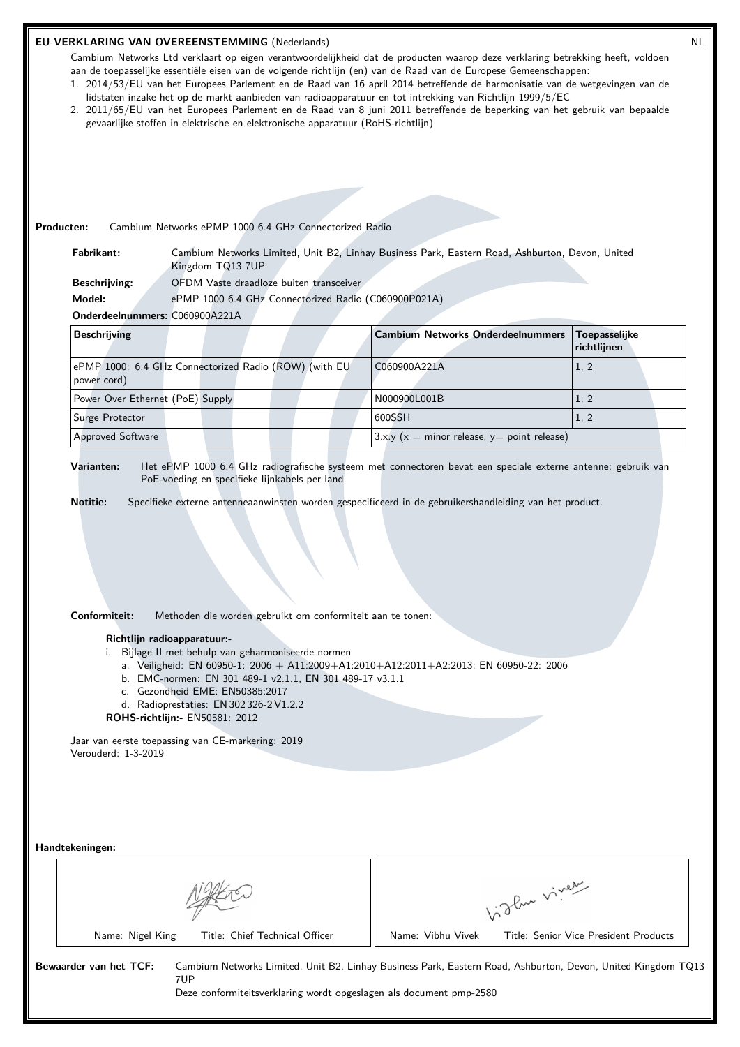# EU-VERKLARING VAN OVEREENSTEMMING (Nederlands)

NL

Cambium Networks Ltd verklaart op eigen verantwoordelijkheid dat de producten waarop deze verklaring betrekking heeft, voldoen aan de toepasselijke essentiële eisen van de volgende richtlijn (en) van de Raad van de Europese Gemeenschappen:

1. 2014/53/EU van het Europees Parlement en de Raad van 16 april 2014 betreffende de harmonisatie van de wetgevingen van de lidstaten inzake het op de markt aanbieden van radioapparatuur en tot intrekking van Richtlijn 1999/5/EC
2. 2011/65/EU van het Europees Parlement en de Raad van 8 juni 2011 betreffende de beperking van het gebruik van bepaalde gevaarlijke stoffen in elektrische en elektronische apparatuur (RoHS-richtlijn)

**Producten:** Cambium Networks ePMP 1000 6.4 GHz Connectorized Radio

**Fabrikant:** Cambium Networks Limited, Unit B2, Linhay Business Park, Eastern Road, Ashburton, Devon, United Kingdom TQ13 7UP

**Beschrijving:** OFDM Vaste draadloze buiten transceiver

**Model:** ePMP 1000 6.4 GHz Connectorized Radio (C060900P021A)

**Onderdeelnummers:** C060900A221A

| Beschrijving | Cambium Networks Onderdeelnummers | Toepasselijke richtlijnen |
|---|---|---|
| ePMP 1000: 6.4 GHz Connectorized Radio (ROW) (with EU power cord) | C060900A221A | 1, 2 |
| Power Over Ethernet (PoE) Supply | N000900L001B | 1, 2 |
| Surge Protector | 600SSH | 1, 2 |
| Approved Software | 3.x.y (x = minor release, y= point release) | |

**Varianten:** Het ePMP 1000 6.4 GHz radiografische systeem met connectoren bevat een speciale externe antenne; gebruik van PoE-voeding en specifieke lijnkabels per land.

**Notitie:** Specifieke externe antenneaanwinsten worden gespecificeerd in de gebruikershandleiding van het product.

**Conformiteit:** Methoden die worden gebruikt om conformiteit aan te tonen:

**Richtlijn radioapparatuur:-**

i. Bijlage II met behulp van geharmoniseerde normen
   a. Veiligheid: EN 60950-1: 2006 + A11:2009+A1:2010+A12:2011+A2:2013; EN 60950-22: 2006
   b. EMC-normen: EN 301 489-1 v2.1.1, EN 301 489-17 v3.1.1
   c. Gezondheid EME: EN50385:2017
   d. Radioprestaties: EN 302 326-2 V1.2.2

**ROHS-richtlijn:-** EN50581: 2012

Jaar van eerste toepassing van CE-markering: 2019
Verouderd: 1-3-2019

**Handtekeningen:**

| Name: Nigel King Title: Chief Technical Officer | Name: Vibhu Vivek Title: Senior Vice President Products |
|---|---|

**Bewaarder van het TCF:** Cambium Networks Limited, Unit B2, Linhay Business Park, Eastern Road, Ashburton, Devon, United Kingdom TQ13 7UP
Deze conformiteitsverklaring wordt opgeslagen als document pmp-2580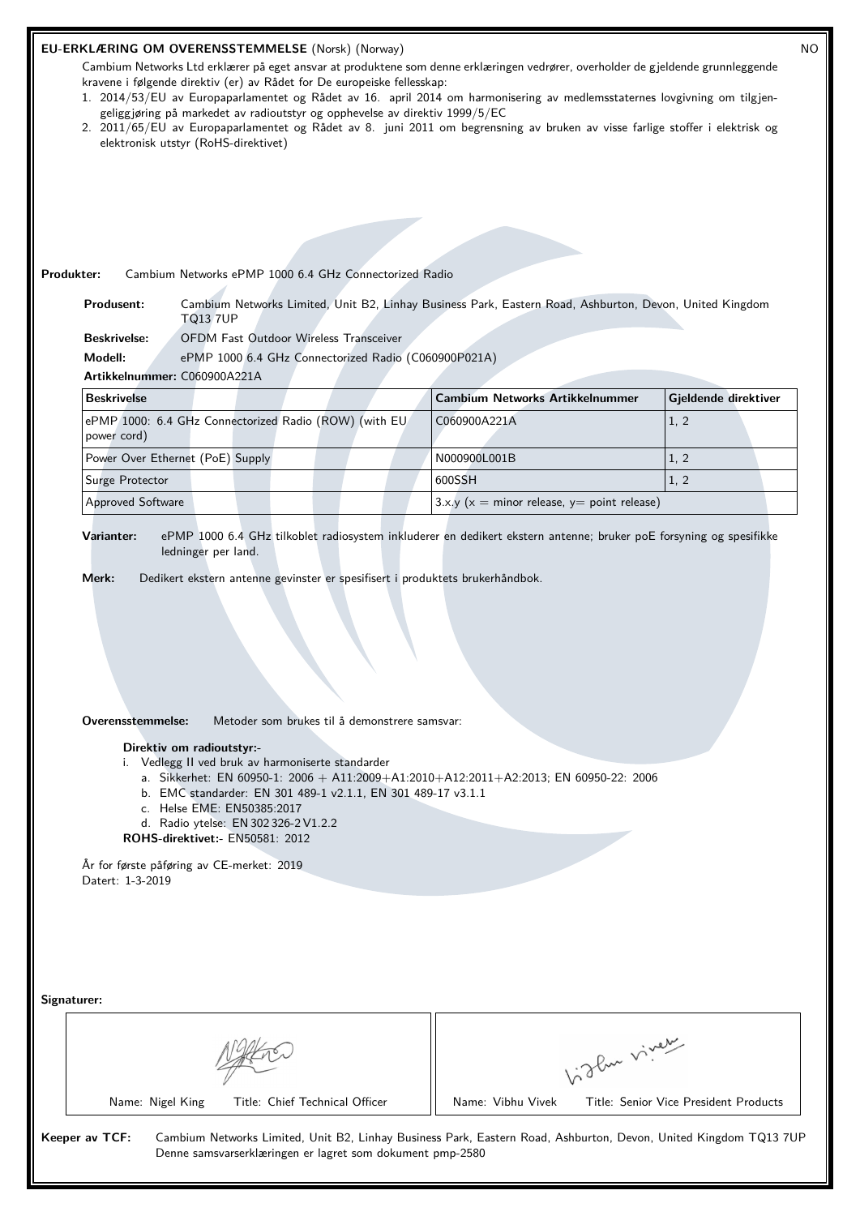## EU-ERKLÆRING OM OVERENSSTEMMELSE (Norsk) (Norway)

NO

Cambium Networks Ltd erklærer på eget ansvar at produktene som denne erklæringen vedrører, overholder de gjeldende grunnleggende kravene i følgende direktiv (er) av Rådet for De europeiske fellesskap:

1. 2014/53/EU av Europaparlamentet og Rådet av 16. april 2014 om harmonisering av medlemsstaternes lovgivning om tilgjengeliggjøring på markedet av radioutstyr og opphevelse av direktiv 1999/5/EC
2. 2011/65/EU av Europaparlamentet og Rådet av 8. juni 2011 om begrensning av bruken av visse farlige stoffer i elektrisk og elektronisk utstyr (RoHS-direktivet)

**Produkter:** Cambium Networks ePMP 1000 6.4 GHz Connectorized Radio

**Produsent:** Cambium Networks Limited, Unit B2, Linhay Business Park, Eastern Road, Ashburton, Devon, United Kingdom TQ13 7UP

**Beskrivelse:** OFDM Fast Outdoor Wireless Transceiver

**Modell:** ePMP 1000 6.4 GHz Connectorized Radio (C060900P021A)

**Artikkelnummer:** C060900A221A

| Beskrivelse | Cambium Networks Artikkelnummer | Gjeldende direktiver |
|---|---|---|
| ePMP 1000: 6.4 GHz Connectorized Radio (ROW) (with EU power cord) | C060900A221A | 1, 2 |
| Power Over Ethernet (PoE) Supply | N000900L001B | 1, 2 |
| Surge Protector | 600SSH | 1, 2 |
| Approved Software | 3.x.y (x = minor release, y= point release) | |

**Varianter:** ePMP 1000 6.4 GHz tilkoblet radiosystem inkluderer en dedikert ekstern antenne; bruker poE forsyning og spesifikke ledninger per land.

**Merk:** Dedikert ekstern antenne gevinster er spesifisert i produktets brukerhåndbok.

**Overensstemmelse:** Metoder som brukes til å demonstrere samsvar:

**Direktiv om radioutstyr:-**

i. Vedlegg II ved bruk av harmoniserte standarder
   a. Sikkerhet: EN 60950-1: 2006 + A11:2009+A1:2010+A12:2011+A2:2013; EN 60950-22: 2006
   b. EMC standarder: EN 301 489-1 v2.1.1, EN 301 489-17 v3.1.1
   c. Helse EME: EN50385:2017
   d. Radio ytelse: EN 302 326-2 V1.2.2

**ROHS-direktivet:-** EN50581: 2012

År for første påføring av CE-merket: 2019

Datert: 1-3-2019

**Signaturer:**

| Name: Nigel King &nbsp;&nbsp; Title: Chief Technical Officer | Name: Vibhu Vivek &nbsp;&nbsp; Title: Senior Vice President Products |
|---|---|

**Keeper av TCF:** Cambium Networks Limited, Unit B2, Linhay Business Park, Eastern Road, Ashburton, Devon, United Kingdom TQ13 7UP
Denne samsvarserklæringen er lagret som dokument pmp-2580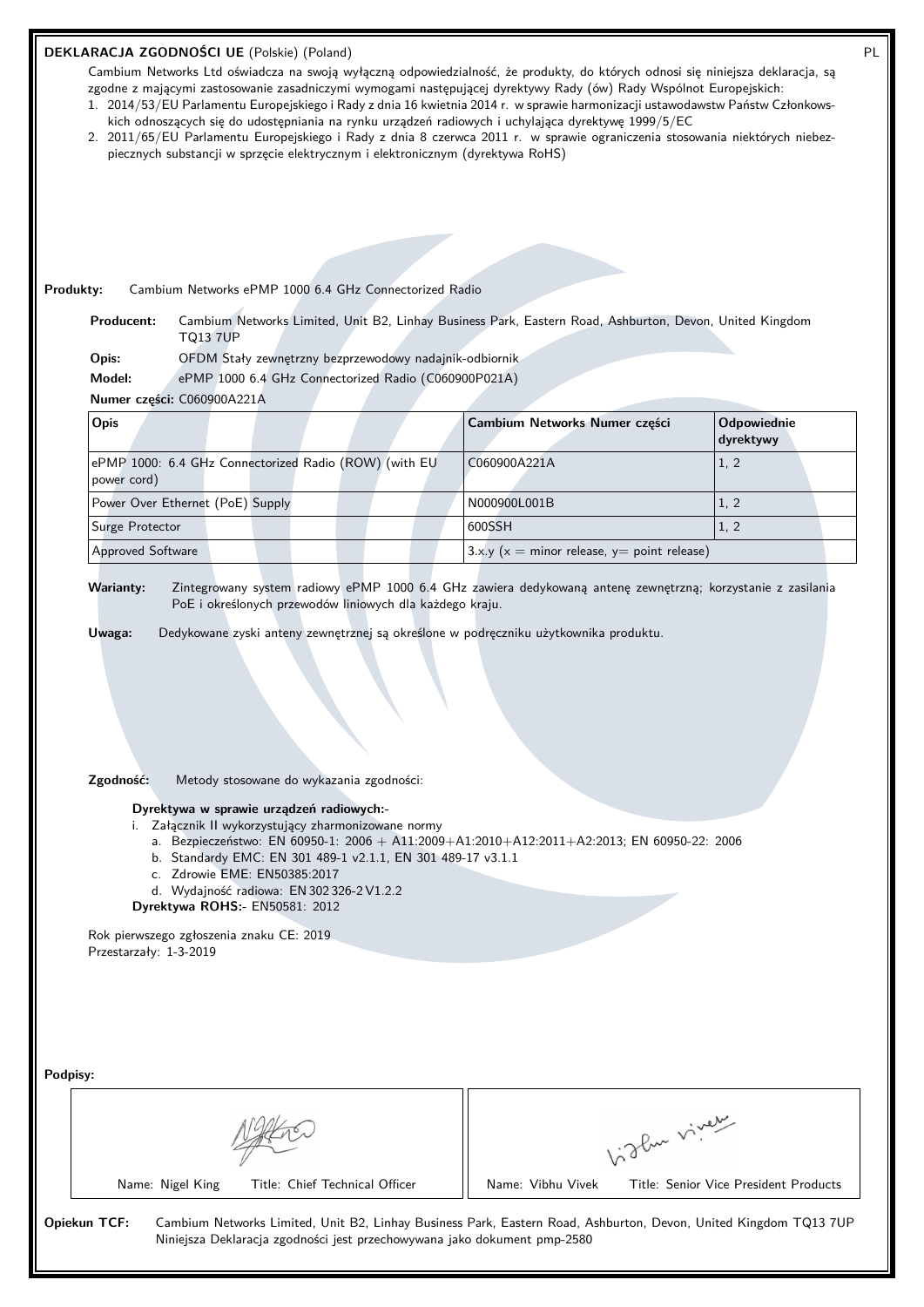## DEKLARACJA ZGODNOŚCI UE (Polskie) (Poland)

PL

Cambium Networks Ltd oświadcza na swoją wyłączną odpowiedzialność, że produkty, do których odnosi się niniejsza deklaracja, są zgodne z mającymi zastosowanie zasadniczymi wymogami następującej dyrektywy Rady (ów) Rady Wspólnot Europejskich:

1. 2014/53/EU Parlamentu Europejskiego i Rady z dnia 16 kwietnia 2014 r. w sprawie harmonizacji ustawodawstw Państw Członkowskich odnoszących się do udostępniania na rynku urządzeń radiowych i uchylająca dyrektywę 1999/5/EC
2. 2011/65/EU Parlamentu Europejskiego i Rady z dnia 8 czerwca 2011 r. w sprawie ograniczenia stosowania niektórych niebezpiecznych substancji w sprzęcie elektrycznym i elektronicznym (dyrektywa RoHS)

**Produkty:** Cambium Networks ePMP 1000 6.4 GHz Connectorized Radio

**Producent:** Cambium Networks Limited, Unit B2, Linhay Business Park, Eastern Road, Ashburton, Devon, United Kingdom TQ13 7UP

**Opis:** OFDM Stały zewnętrzny bezprzewodowy nadajnik-odbiornik

**Model:** ePMP 1000 6.4 GHz Connectorized Radio (C060900P021A)

**Numer części:** C060900A221A

| Opis | Cambium Networks Numer części | Odpowiednie dyrektywy |
|---|---|---|
| ePMP 1000: 6.4 GHz Connectorized Radio (ROW) (with EU power cord) | C060900A221A | 1, 2 |
| Power Over Ethernet (PoE) Supply | N000900L001B | 1, 2 |
| Surge Protector | 600SSH | 1, 2 |
| Approved Software | 3.x.y (x = minor release, y= point release) | |

**Warianty:** Zintegrowany system radiowy ePMP 1000 6.4 GHz zawiera dedykowaną antenę zewnętrzną; korzystanie z zasilania PoE i określonych przewodów liniowych dla każdego kraju.

**Uwaga:** Dedykowane zyski anteny zewnętrznej są określone w podręczniku użytkownika produktu.

**Zgodność:** Metody stosowane do wykazania zgodności:

**Dyrektywa w sprawie urządzeń radiowych:-**

i. Załącznik II wykorzystujący zharmonizowane normy
   a. Bezpieczeństwo: EN 60950-1: 2006 + A11:2009+A1:2010+A12:2011+A2:2013; EN 60950-22: 2006
   b. Standardy EMC: EN 301 489-1 v2.1.1, EN 301 489-17 v3.1.1
   c. Zdrowie EME: EN50385:2017
   d. Wydajność radiowa: EN 302 326-2 V1.2.2

**Dyrektywa ROHS:-** EN50581: 2012

Rok pierwszego zgłoszenia znaku CE: 2019
Przestarzały: 1-3-2019

**Podpisy:**

| Name: Nigel King Title: Chief Technical Officer | Name: Vibhu Vivek Title: Senior Vice President Products |
|---|---|

**Opiekun TCF:** Cambium Networks Limited, Unit B2, Linhay Business Park, Eastern Road, Ashburton, Devon, United Kingdom TQ13 7UP
Niniejsza Deklaracja zgodności jest przechowywana jako dokument pmp-2580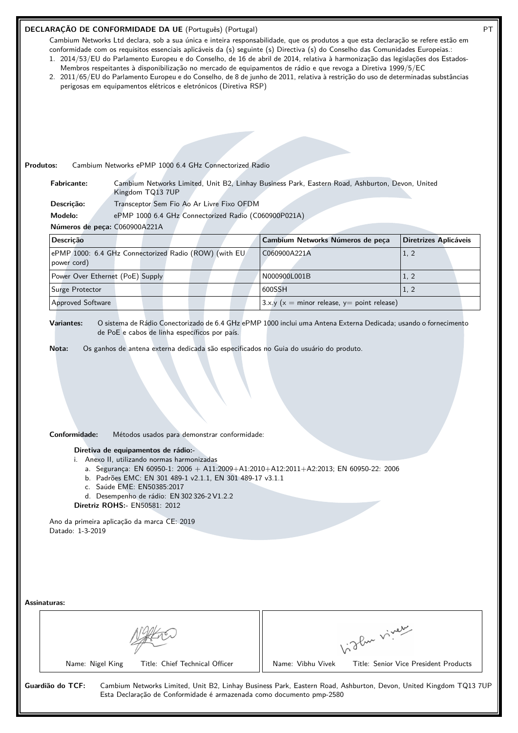**DECLARAÇÃO DE CONFORMIDADE DA UE** (Português) (Portugal) PT

Cambium Networks Ltd declara, sob a sua única e inteira responsabilidade, que os produtos a que esta declaração se refere estão em conformidade com os requisitos essenciais aplicáveis da (s) seguinte (s) Directiva (s) do Conselho das Comunidades Europeias.:

1. 2014/53/EU do Parlamento Europeu e do Conselho, de 16 de abril de 2014, relativa à harmonização das legislações dos Estados-Membros respeitantes à disponibilização no mercado de equipamentos de rádio e que revoga a Diretiva 1999/5/EC
2. 2011/65/EU do Parlamento Europeu e do Conselho, de 8 de junho de 2011, relativa à restrição do uso de determinadas substâncias perigosas em equipamentos elétricos e eletrónicos (Diretiva RSP)

**Produtos:** Cambium Networks ePMP 1000 6.4 GHz Connectorized Radio

**Fabricante:** Cambium Networks Limited, Unit B2, Linhay Business Park, Eastern Road, Ashburton, Devon, United Kingdom TQ13 7UP

**Descrição:** Transceptor Sem Fio Ao Ar Livre Fixo OFDM

**Modelo:** ePMP 1000 6.4 GHz Connectorized Radio (C060900P021A)

**Números de peça:** C060900A221A

| Descrição | Cambium Networks Números de peça | Diretrizes Aplicáveis |
|---|---|---|
| ePMP 1000: 6.4 GHz Connectorized Radio (ROW) (with EU power cord) | C060900A221A | 1, 2 |
| Power Over Ethernet (PoE) Supply | N000900L001B | 1, 2 |
| Surge Protector | 600SSH | 1, 2 |
| Approved Software | 3.x.y (x = minor release, y= point release) | |

**Variantes:** O sistema de Rádio Conectorizado de 6.4 GHz ePMP 1000 inclui uma Antena Externa Dedicada; usando o fornecimento de PoE e cabos de linha específicos por país.

**Nota:** Os ganhos de antena externa dedicada são especificados no Guia do usuário do produto.

**Conformidade:** Métodos usados para demonstrar conformidade:

**Diretiva de equipamentos de rádio:-**

i. Anexo II, utilizando normas harmonizadas
   a. Segurança: EN 60950-1: 2006 + A11:2009+A1:2010+A12:2011+A2:2013; EN 60950-22: 2006
   b. Padrões EMC: EN 301 489-1 v2.1.1, EN 301 489-17 v3.1.1
   c. Saúde EME: EN50385:2017
   d. Desempenho de rádio: EN 302 326-2 V1.2.2

**Diretriz ROHS:-** EN50581: 2012

Ano da primeira aplicação da marca CE: 2019
Datado: 1-3-2019

**Assinaturas:**

| Name: Nigel King Title: Chief Technical Officer | Name: Vibhu Vivek Title: Senior Vice President Products |
|---|---|

**Guardião do TCF:** Cambium Networks Limited, Unit B2, Linhay Business Park, Eastern Road, Ashburton, Devon, United Kingdom TQ13 7UP
Esta Declaração de Conformidade é armazenada como documento pmp-2580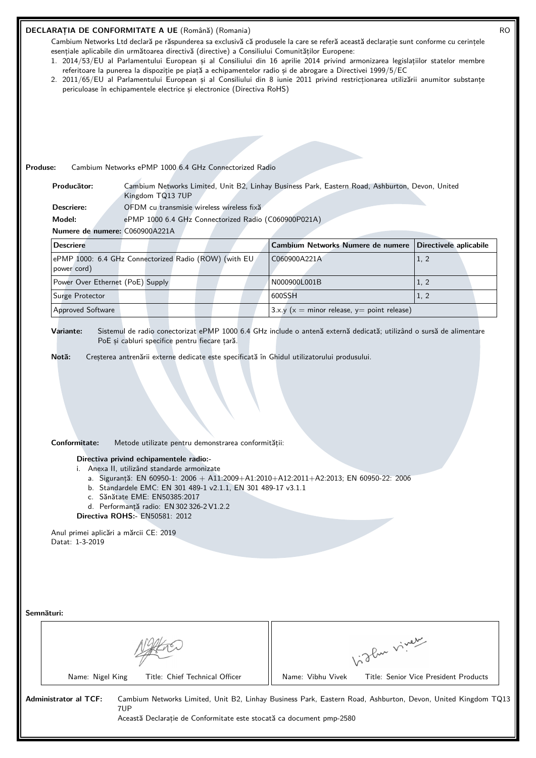**DECLARAȚIA DE CONFORMITATE A UE** (Română) (Romania) RO

Cambium Networks Ltd declară pe răspunderea sa exclusivă că produsele la care se referă această declarație sunt conforme cu cerințele esențiale aplicabile din următoarea directivă (directive) a Consiliului Comunităților Europene:

1. 2014/53/EU al Parlamentului European și al Consiliului din 16 aprilie 2014 privind armonizarea legislațiilor statelor membre referitoare la punerea la dispoziție pe piață a echipamentelor radio și de abrogare a Directivei 1999/5/EC
2. 2011/65/EU al Parlamentului European și al Consiliului din 8 iunie 2011 privind restricționarea utilizării anumitor substanțe periculoase în echipamentele electrice și electronice (Directiva RoHS)

**Produse:** Cambium Networks ePMP 1000 6.4 GHz Connectorized Radio

**Producător:** Cambium Networks Limited, Unit B2, Linhay Business Park, Eastern Road, Ashburton, Devon, United Kingdom TQ13 7UP

**Descriere:** OFDM cu transmisie wireless wireless fixă

**Model:** ePMP 1000 6.4 GHz Connectorized Radio (C060900P021A)

**Numere de numere:** C060900A221A

| Descriere | Cambium Networks Numere de numere | Directivele aplicabile |
|---|---|---|
| ePMP 1000: 6.4 GHz Connectorized Radio (ROW) (with EU power cord) | C060900A221A | 1, 2 |
| Power Over Ethernet (PoE) Supply | N000900L001B | 1, 2 |
| Surge Protector | 600SSH | 1, 2 |
| Approved Software | 3.x.y (x = minor release, y= point release) | |

**Variante:** Sistemul de radio conectorizat ePMP 1000 6.4 GHz include o antenă externă dedicată; utilizând o sursă de alimentare PoE și cabluri specifice pentru fiecare țară.

**Notă:** Creșterea antrenării externe dedicate este specificată în Ghidul utilizatorului produsului.

**Conformitate:** Metode utilizate pentru demonstrarea conformității:

**Directiva privind echipamentele radio:-**

i. Anexa II, utilizând standarde armonizate
   a. Siguranță: EN 60950-1: 2006 + A11:2009+A1:2010+A12:2011+A2:2013; EN 60950-22: 2006
   b. Standardele EMC: EN 301 489-1 v2.1.1, EN 301 489-17 v3.1.1
   c. Sănătate EME: EN50385:2017
   d. Performanță radio: EN 302 326-2 V1.2.2

**Directiva ROHS:-** EN50581: 2012

Anul primei aplicări a mărcii CE: 2019
Datat: 1-3-2019

**Semnături:**

| Name: Nigel King Title: Chief Technical Officer | Name: Vibhu Vivek Title: Senior Vice President Products |
|---|---|

**Administrator al TCF:** Cambium Networks Limited, Unit B2, Linhay Business Park, Eastern Road, Ashburton, Devon, United Kingdom TQ13 7UP
Această Declarație de Conformitate este stocată ca document pmp-2580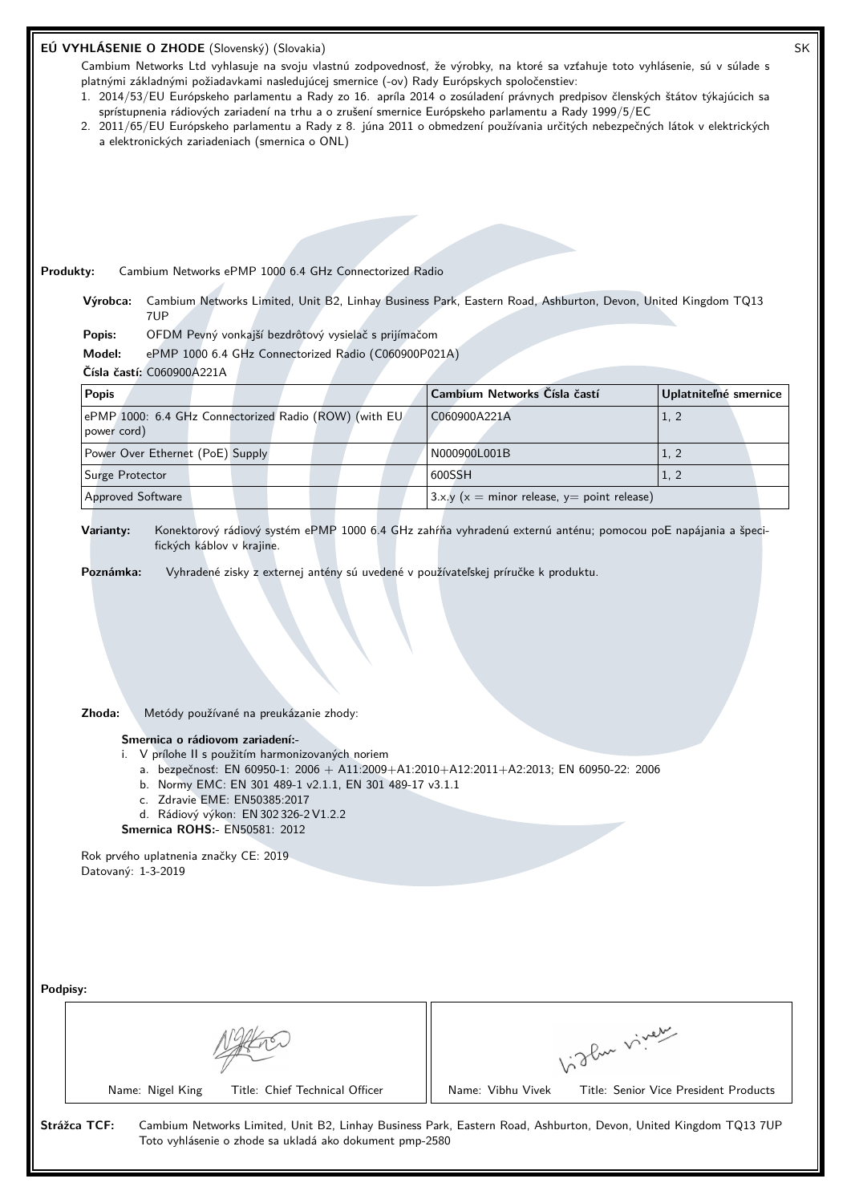## EÚ VYHLÁSENIE O ZHODE (Slovenský) (Slovakia)

SK

Cambium Networks Ltd vyhlasuje na svoju vlastnú zodpovednosť, že výrobky, na ktoré sa vzťahuje toto vyhlásenie, sú v súlade s platnými základnými požiadavkami nasledujúcej smernice (-ov) Rady Európskych spoločenstiev:

1. 2014/53/EU Európskeho parlamentu a Rady zo 16. apríla 2014 o zosúladení právnych predpisov členských štátov týkajúcich sa sprístupnenia rádiových zariadení na trhu a o zrušení smernice Európskeho parlamentu a Rady 1999/5/EC
2. 2011/65/EU Európskeho parlamentu a Rady z 8. júna 2011 o obmedzení používania určitých nebezpečných látok v elektrických a elektronických zariadeniach (smernica o ONL)

**Produkty:** Cambium Networks ePMP 1000 6.4 GHz Connectorized Radio

**Výrobca:** Cambium Networks Limited, Unit B2, Linhay Business Park, Eastern Road, Ashburton, Devon, United Kingdom TQ13 7UP

**Popis:** OFDM Pevný vonkajší bezdrôtový vysielač s prijímačom

**Model:** ePMP 1000 6.4 GHz Connectorized Radio (C060900P021A)

**Čísla častí:** C060900A221A

| Popis | Cambium Networks Čísla častí | Uplatniteľné smernice |
|---|---|---|
| ePMP 1000: 6.4 GHz Connectorized Radio (ROW) (with EU power cord) | C060900A221A | 1, 2 |
| Power Over Ethernet (PoE) Supply | N000900L001B | 1, 2 |
| Surge Protector | 600SSH | 1, 2 |
| Approved Software | 3.x.y (x = minor release, y= point release) | |

**Varianty:** Konektorový rádiový systém ePMP 1000 6.4 GHz zahŕňa vyhradenú externú anténu; pomocou poE napájania a špecifických káblov v krajine.

**Poznámka:** Vyhradené zisky z externej antény sú uvedené v používateľskej príručke k produktu.

**Zhoda:** Metódy používané na preukázanie zhody:

**Smernica o rádiovom zariadení:-**

i. V prílohe II s použitím harmonizovaných noriem
   a. bezpečnosť: EN 60950-1: 2006 + A11:2009+A1:2010+A12:2011+A2:2013; EN 60950-22: 2006
   b. Normy EMC: EN 301 489-1 v2.1.1, EN 301 489-17 v3.1.1
   c. Zdravie EME: EN50385:2017
   d. Rádiový výkon: EN 302 326-2 V1.2.2

**Smernica ROHS:-** EN50581: 2012

Rok prvého uplatnenia značky CE: 2019

Datovaný: 1-3-2019

**Podpisy:**

| Name: Nigel King Title: Chief Technical Officer | Name: Vibhu Vivek Title: Senior Vice President Products |
|---|---|

**Strážca TCF:** Cambium Networks Limited, Unit B2, Linhay Business Park, Eastern Road, Ashburton, Devon, United Kingdom TQ13 7UP

Toto vyhlásenie o zhode sa ukladá ako dokument pmp-2580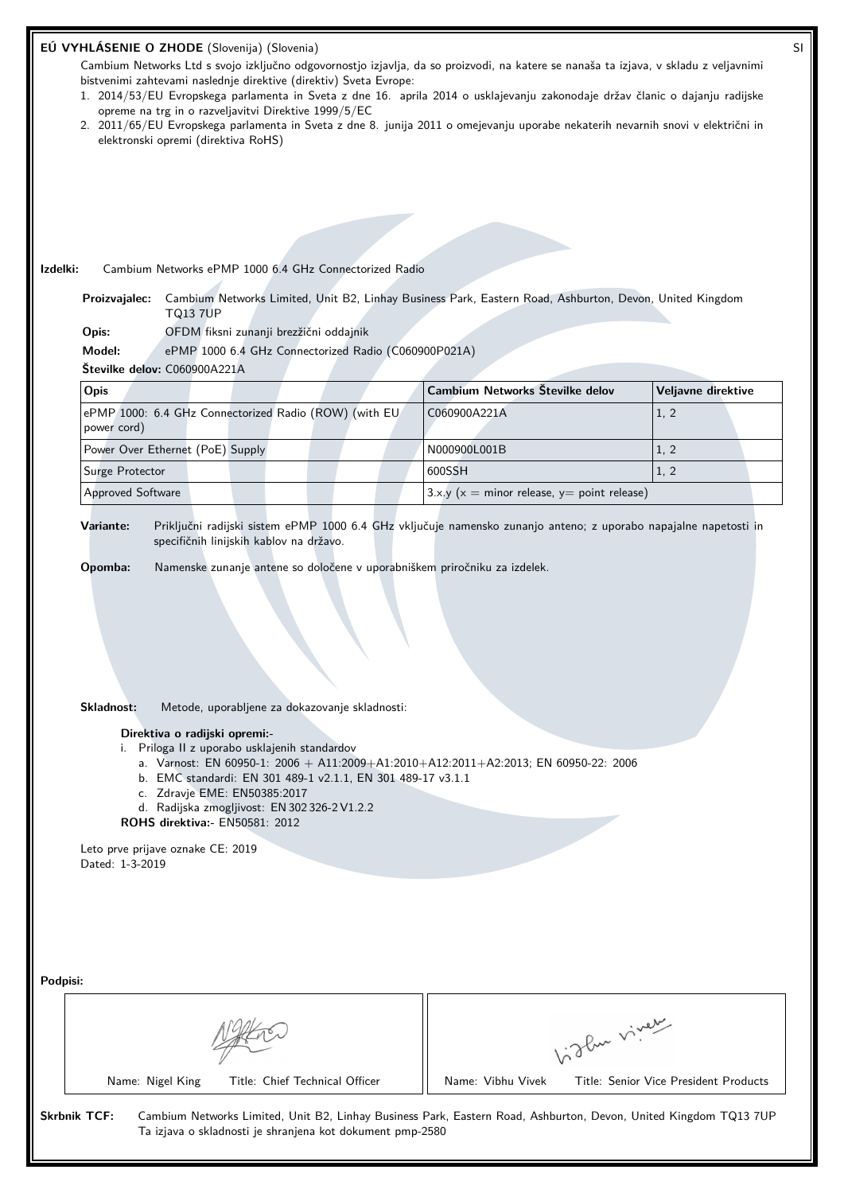**EÚ VYHLÁSENIE O ZHODE** (Slovenija) (Slovenia) SI

Cambium Networks Ltd s svojo izključno odgovornostjo izjavlja, da so proizvodi, na katere se nanaša ta izjava, v skladu z veljavnimi bistvenimi zahtevami naslednje direktive (direktiv) Sveta Evrope:

1. 2014/53/EU Evropskega parlamenta in Sveta z dne 16. aprila 2014 o usklajevanju zakonodaje držav članic o dajanju radijske opreme na trg in o razveljavitvi Direktive 1999/5/EC
2. 2011/65/EU Evropskega parlamenta in Sveta z dne 8. junija 2011 o omejevanju uporabe nekaterih nevarnih snovi v električni in elektronski opremi (direktiva RoHS)

**Izdelki:** Cambium Networks ePMP 1000 6.4 GHz Connectorized Radio

**Proizvajalec:** Cambium Networks Limited, Unit B2, Linhay Business Park, Eastern Road, Ashburton, Devon, United Kingdom TQ13 7UP

**Opis:** OFDM fiksni zunanji brezžični oddajnik

**Model:** ePMP 1000 6.4 GHz Connectorized Radio (C060900P021A)

**Številke delov:** C060900A221A

| Opis | Cambium Networks Številke delov | Veljavne direktive |
|---|---|---|
| ePMP 1000: 6.4 GHz Connectorized Radio (ROW) (with EU power cord) | C060900A221A | 1, 2 |
| Power Over Ethernet (PoE) Supply | N000900L001B | 1, 2 |
| Surge Protector | 600SSH | 1, 2 |
| Approved Software | 3.x.y (x = minor release, y= point release) | |

**Variante:** Priključni radijski sistem ePMP 1000 6.4 GHz vključuje namensko zunanjo anteno; z uporabo napajalne napetosti in specifičnih linijskih kablov na državo.

**Opomba:** Namenske zunanje antene so določene v uporabniškem priročniku za izdelek.

**Skladnost:** Metode, uporabljene za dokazovanje skladnosti:

**Direktiva o radijski opremi:-**

i. Priloga II z uporabo usklajenih standardov
   a. Varnost: EN 60950-1: 2006 + A11:2009+A1:2010+A12:2011+A2:2013; EN 60950-22: 2006
   b. EMC standardi: EN 301 489-1 v2.1.1, EN 301 489-17 v3.1.1
   c. Zdravje EME: EN50385:2017
   d. Radijska zmogljivost: EN 302 326-2 V1.2.2

**ROHS direktiva:-** EN50581: 2012

Leto prve prijave oznake CE: 2019

Dated: 1-3-2019

**Podpisi:**

| Name: Nigel King Title: Chief Technical Officer | Name: Vibhu Vivek Title: Senior Vice President Products |
|---|---|

**Skrbnik TCF:** Cambium Networks Limited, Unit B2, Linhay Business Park, Eastern Road, Ashburton, Devon, United Kingdom TQ13 7UP
Ta izjava o skladnosti je shranjena kot dokument pmp-2580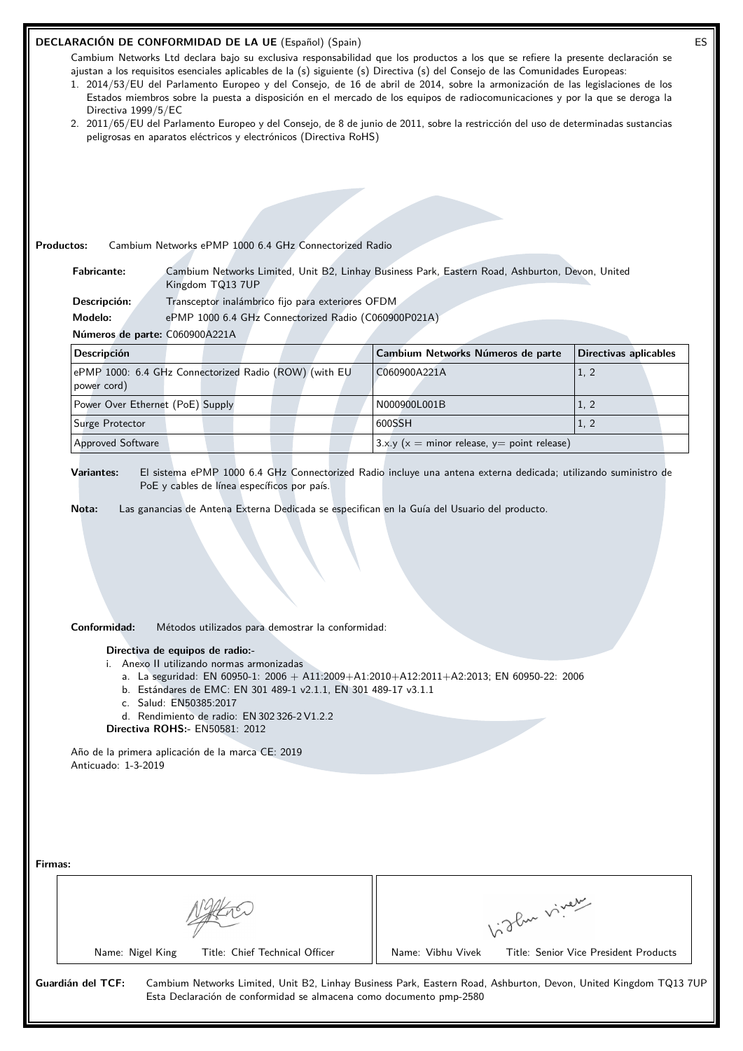## DECLARACIÓN DE CONFORMIDAD DE LA UE (Español) (Spain)

ES

Cambium Networks Ltd declara bajo su exclusiva responsabilidad que los productos a los que se refiere la presente declaración se ajustan a los requisitos esenciales aplicables de la (s) siguiente (s) Directiva (s) del Consejo de las Comunidades Europeas:

1. 2014/53/EU del Parlamento Europeo y del Consejo, de 16 de abril de 2014, sobre la armonización de las legislaciones de los Estados miembros sobre la puesta a disposición en el mercado de los equipos de radiocomunicaciones y por la que se deroga la Directiva 1999/5/EC
2. 2011/65/EU del Parlamento Europeo y del Consejo, de 8 de junio de 2011, sobre la restricción del uso de determinadas sustancias peligrosas en aparatos eléctricos y electrónicos (Directiva RoHS)

**Productos:** Cambium Networks ePMP 1000 6.4 GHz Connectorized Radio

**Fabricante:** Cambium Networks Limited, Unit B2, Linhay Business Park, Eastern Road, Ashburton, Devon, United Kingdom TQ13 7UP

**Descripción:** Transceptor inalámbrico fijo para exteriores OFDM

**Modelo:** ePMP 1000 6.4 GHz Connectorized Radio (C060900P021A)

**Números de parte:** C060900A221A

| Descripción | Cambium Networks Números de parte | Directivas aplicables |
|---|---|---|
| ePMP 1000: 6.4 GHz Connectorized Radio (ROW) (with EU power cord) | C060900A221A | 1, 2 |
| Power Over Ethernet (PoE) Supply | N000900L001B | 1, 2 |
| Surge Protector | 600SSH | 1, 2 |
| Approved Software | 3.x.y (x = minor release, y= point release) | |

**Variantes:** El sistema ePMP 1000 6.4 GHz Connectorized Radio incluye una antena externa dedicada; utilizando suministro de PoE y cables de línea específicos por país.

**Nota:** Las ganancias de Antena Externa Dedicada se especifican en la Guía del Usuario del producto.

**Conformidad:** Métodos utilizados para demostrar la conformidad:

**Directiva de equipos de radio:-**

i. Anexo II utilizando normas armonizadas
   a. La seguridad: EN 60950-1: 2006 + A11:2009+A1:2010+A12:2011+A2:2013; EN 60950-22: 2006
   b. Estándares de EMC: EN 301 489-1 v2.1.1, EN 301 489-17 v3.1.1
   c. Salud: EN50385:2017
   d. Rendimiento de radio: EN 302 326-2 V1.2.2

**Directiva ROHS:-** EN50581: 2012

Año de la primera aplicación de la marca CE: 2019

Anticuado: 1-3-2019

**Firmas:**

| Name: Nigel King Title: Chief Technical Officer | Name: Vibhu Vivek Title: Senior Vice President Products |
|---|---|

**Guardián del TCF:** Cambium Networks Limited, Unit B2, Linhay Business Park, Eastern Road, Ashburton, Devon, United Kingdom TQ13 7UP
Esta Declaración de conformidad se almacena como documento pmp-2580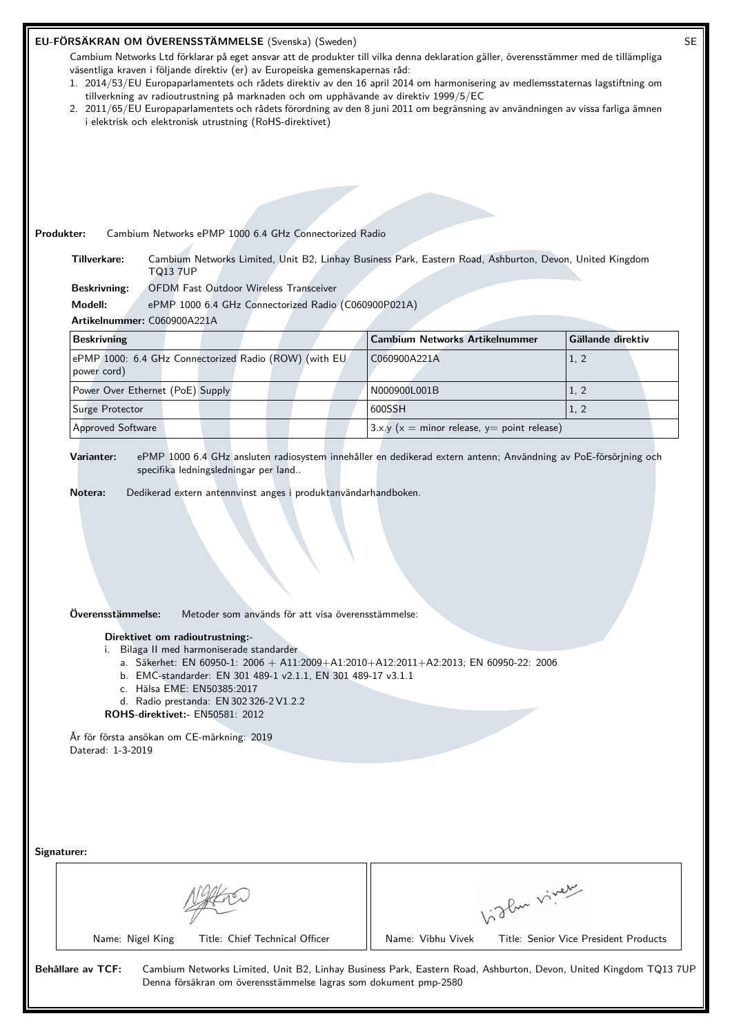## EU-FÖRSÄKRAN OM ÖVERENSSTÄMMELSE (Svenska) (Sweden)

SE

Cambium Networks Ltd förklarar på eget ansvar att de produkter till vilka denna deklaration gäller, överensstämmer med de tillämpliga väsentliga kraven i följande direktiv (er) av Europeiska gemenskapernas råd:

1. 2014/53/EU Europaparlamentets och rådets direktiv av den 16 april 2014 om harmonisering av medlemsstaternas lagstiftning om tillverkning av radioutrustning på marknaden och om upphävande av direktiv 1999/5/EC
2. 2011/65/EU Europaparlamentets och rådets förordning av den 8 juni 2011 om begränsning av användningen av vissa farliga ämnen i elektrisk och elektronisk utrustning (RoHS-direktivet)

**Produkter:** Cambium Networks ePMP 1000 6.4 GHz Connectorized Radio

**Tillverkare:** Cambium Networks Limited, Unit B2, Linhay Business Park, Eastern Road, Ashburton, Devon, United Kingdom TQ13 7UP

**Beskrivning:** OFDM Fast Outdoor Wireless Transceiver

**Modell:** ePMP 1000 6.4 GHz Connectorized Radio (C060900P021A)

**Artikelnummer:** C060900A221A

| Beskrivning | Cambium Networks Artikelnummer | Gällande direktiv |
|---|---|---|
| ePMP 1000: 6.4 GHz Connectorized Radio (ROW) (with EU power cord) | C060900A221A | 1, 2 |
| Power Over Ethernet (PoE) Supply | N000900L001B | 1, 2 |
| Surge Protector | 600SSH | 1, 2 |
| Approved Software | 3.x.y (x = minor release, y= point release) | |

**Varianter:** ePMP 1000 6.4 GHz ansluten radiosystem innehåller en dedikerad extern antenn; Användning av PoE-försörjning och specifika ledningsledningar per land..

**Notera:** Dedikerad extern antennvinst anges i produktanvändarhandboken.

**Överensstämmelse:** Metoder som används för att visa överensstämmelse:

**Direktivet om radioutrustning:-**

i. Bilaga II med harmoniserade standarder
   a. Säkerhet: EN 60950-1: 2006 + A11:2009+A1:2010+A12:2011+A2:2013; EN 60950-22: 2006
   b. EMC-standarder: EN 301 489-1 v2.1.1, EN 301 489-17 v3.1.1
   c. Hälsa EME: EN50385:2017
   d. Radio prestanda: EN 302 326-2 V1.2.2

**ROHS-direktivet:-** EN50581: 2012

År för första ansökan om CE-märkning: 2019
Daterad: 1-3-2019

**Signaturer:**

| | |
|---|---|
| Name: Nigel King Title: Chief Technical Officer | Name: Vibhu Vivek Title: Senior Vice President Products |

**Behållare av TCF:** Cambium Networks Limited, Unit B2, Linhay Business Park, Eastern Road, Ashburton, Devon, United Kingdom TQ13 7UP
Denna försäkran om överensstämmelse lagras som dokument pmp-2580